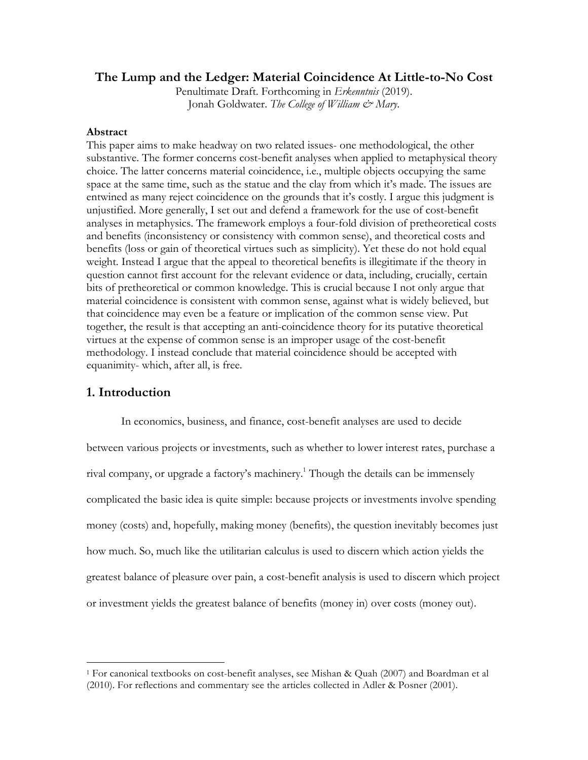# The Lump and the Ledger: Material Coincidence At Little-to-No Cost

Penultimate Draft. Forthcoming in *Erkenntnis* (2019).
Jonah Goldwater. *The College of William & Mary*.

**Abstract**

This paper aims to make headway on two related issues- one methodological, the other substantive. The former concerns cost-benefit analyses when applied to metaphysical theory choice. The latter concerns material coincidence, i.e., multiple objects occupying the same space at the same time, such as the statue and the clay from which it's made. The issues are entwined as many reject coincidence on the grounds that it's costly. I argue this judgment is unjustified. More generally, I set out and defend a framework for the use of cost-benefit analyses in metaphysics. The framework employs a four-fold division of pretheoretical costs and benefits (inconsistency or consistency with common sense), and theoretical costs and benefits (loss or gain of theoretical virtues such as simplicity). Yet these do not hold equal weight. Instead I argue that the appeal to theoretical benefits is illegitimate if the theory in question cannot first account for the relevant evidence or data, including, crucially, certain bits of pretheoretical or common knowledge. This is crucial because I not only argue that material coincidence is consistent with common sense, against what is widely believed, but that coincidence may even be a feature or implication of the common sense view. Put together, the result is that accepting an anti-coincidence theory for its putative theoretical virtues at the expense of common sense is an improper usage of the cost-benefit methodology. I instead conclude that material coincidence should be accepted with equanimity- which, after all, is free.

## 1. Introduction

In economics, business, and finance, cost-benefit analyses are used to decide between various projects or investments, such as whether to lower interest rates, purchase a rival company, or upgrade a factory's machinery.[1] Though the details can be immensely complicated the basic idea is quite simple: because projects or investments involve spending money (costs) and, hopefully, making money (benefits), the question inevitably becomes just how much. So, much like the utilitarian calculus is used to discern which action yields the greatest balance of pleasure over pain, a cost-benefit analysis is used to discern which project or investment yields the greatest balance of benefits (money in) over costs (money out).

---

[1] For canonical textbooks on cost-benefit analyses, see Mishan & Quah (2007) and Boardman et al (2010). For reflections and commentary see the articles collected in Adler & Posner (2001).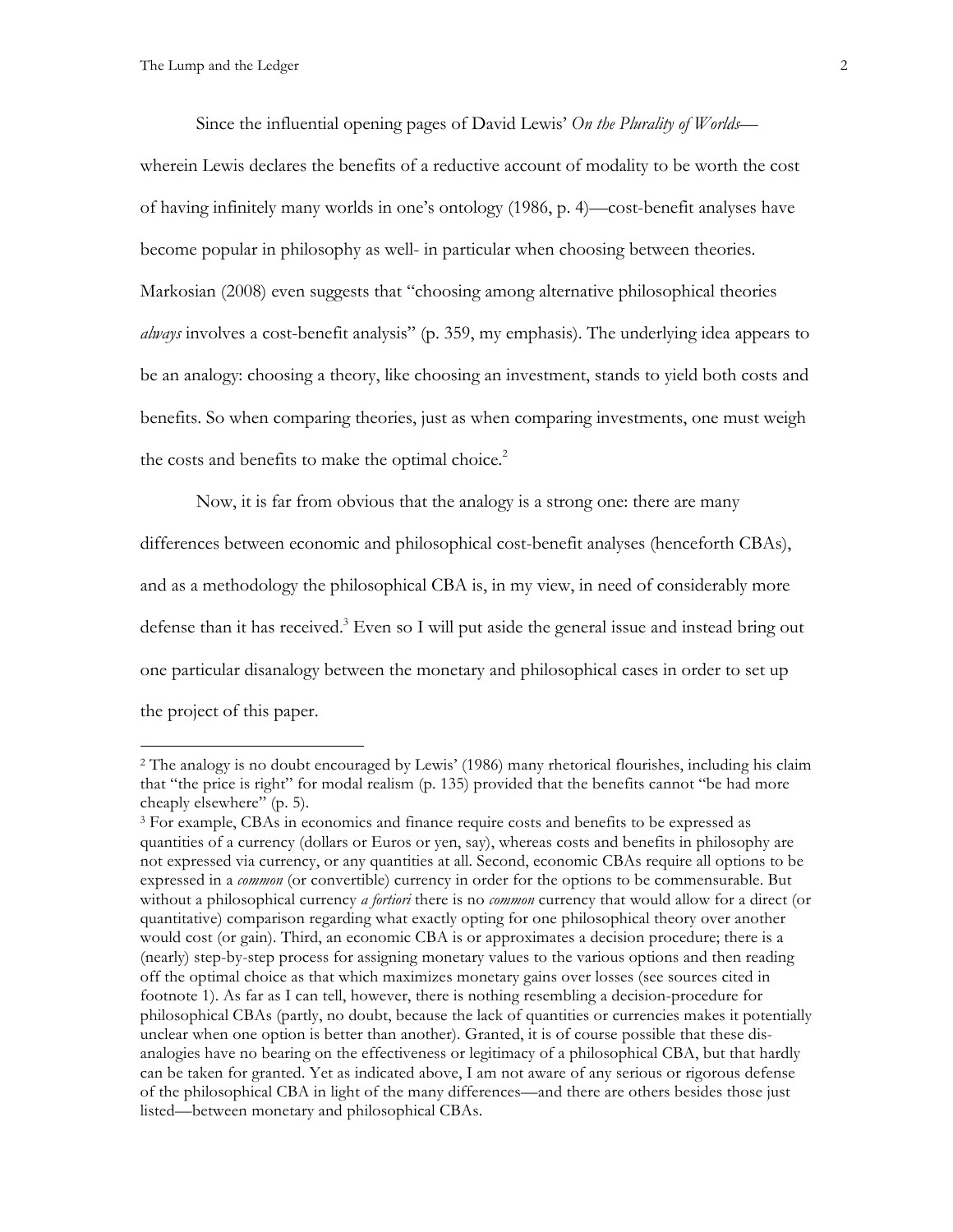Since the influential opening pages of David Lewis' *On the Plurality of Worlds*—wherein Lewis declares the benefits of a reductive account of modality to be worth the cost of having infinitely many worlds in one's ontology (1986, p. 4)—cost-benefit analyses have become popular in philosophy as well- in particular when choosing between theories. Markosian (2008) even suggests that "choosing among alternative philosophical theories *always* involves a cost-benefit analysis" (p. 359, my emphasis). The underlying idea appears to be an analogy: choosing a theory, like choosing an investment, stands to yield both costs and benefits. So when comparing theories, just as when comparing investments, one must weigh the costs and benefits to make the optimal choice.[2]

Now, it is far from obvious that the analogy is a strong one: there are many differences between economic and philosophical cost-benefit analyses (henceforth CBAs), and as a methodology the philosophical CBA is, in my view, in need of considerably more defense than it has received.[3] Even so I will put aside the general issue and instead bring out one particular disanalogy between the monetary and philosophical cases in order to set up the project of this paper.

---

[2] The analogy is no doubt encouraged by Lewis' (1986) many rhetorical flourishes, including his claim that "the price is right" for modal realism (p. 135) provided that the benefits cannot "be had more cheaply elsewhere" (p. 5).

[3] For example, CBAs in economics and finance require costs and benefits to be expressed as quantities of a currency (dollars or Euros or yen, say), whereas costs and benefits in philosophy are not expressed via currency, or any quantities at all. Second, economic CBAs require all options to be expressed in a *common* (or convertible) currency in order for the options to be commensurable. But without a philosophical currency *a fortiori* there is no *common* currency that would allow for a direct (or quantitative) comparison regarding what exactly opting for one philosophical theory over another would cost (or gain). Third, an economic CBA is or approximates a decision procedure; there is a (nearly) step-by-step process for assigning monetary values to the various options and then reading off the optimal choice as that which maximizes monetary gains over losses (see sources cited in footnote 1). As far as I can tell, however, there is nothing resembling a decision-procedure for philosophical CBAs (partly, no doubt, because the lack of quantities or currencies makes it potentially unclear when one option is better than another). Granted, it is of course possible that these dis-analogies have no bearing on the effectiveness or legitimacy of a philosophical CBA, but that hardly can be taken for granted. Yet as indicated above, I am not aware of any serious or rigorous defense of the philosophical CBA in light of the many differences—and there are others besides those just listed—between monetary and philosophical CBAs.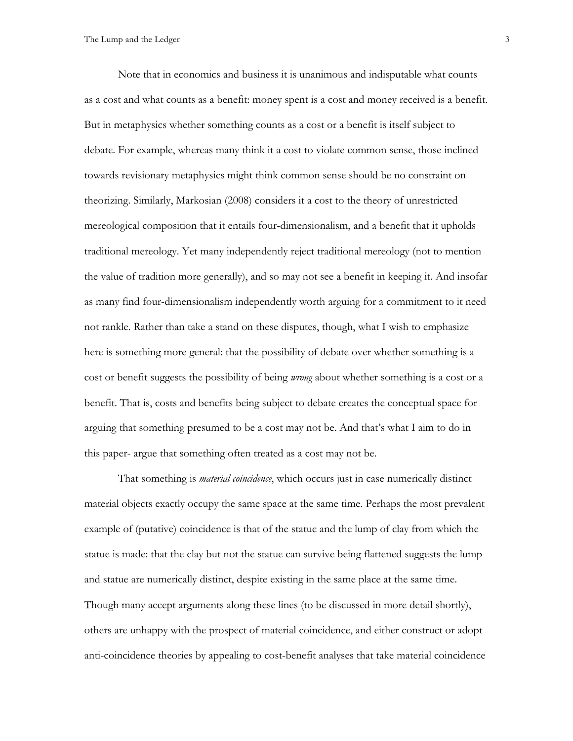Note that in economics and business it is unanimous and indisputable what counts as a cost and what counts as a benefit: money spent is a cost and money received is a benefit. But in metaphysics whether something counts as a cost or a benefit is itself subject to debate. For example, whereas many think it a cost to violate common sense, those inclined towards revisionary metaphysics might think common sense should be no constraint on theorizing. Similarly, Markosian (2008) considers it a cost to the theory of unrestricted mereological composition that it entails four-dimensionalism, and a benefit that it upholds traditional mereology. Yet many independently reject traditional mereology (not to mention the value of tradition more generally), and so may not see a benefit in keeping it. And insofar as many find four-dimensionalism independently worth arguing for a commitment to it need not rankle. Rather than take a stand on these disputes, though, what I wish to emphasize here is something more general: that the possibility of debate over whether something is a cost or benefit suggests the possibility of being *wrong* about whether something is a cost or a benefit. That is, costs and benefits being subject to debate creates the conceptual space for arguing that something presumed to be a cost may not be. And that's what I aim to do in this paper- argue that something often treated as a cost may not be.

That something is *material coincidence*, which occurs just in case numerically distinct material objects exactly occupy the same space at the same time. Perhaps the most prevalent example of (putative) coincidence is that of the statue and the lump of clay from which the statue is made: that the clay but not the statue can survive being flattened suggests the lump and statue are numerically distinct, despite existing in the same place at the same time. Though many accept arguments along these lines (to be discussed in more detail shortly), others are unhappy with the prospect of material coincidence, and either construct or adopt anti-coincidence theories by appealing to cost-benefit analyses that take material coincidence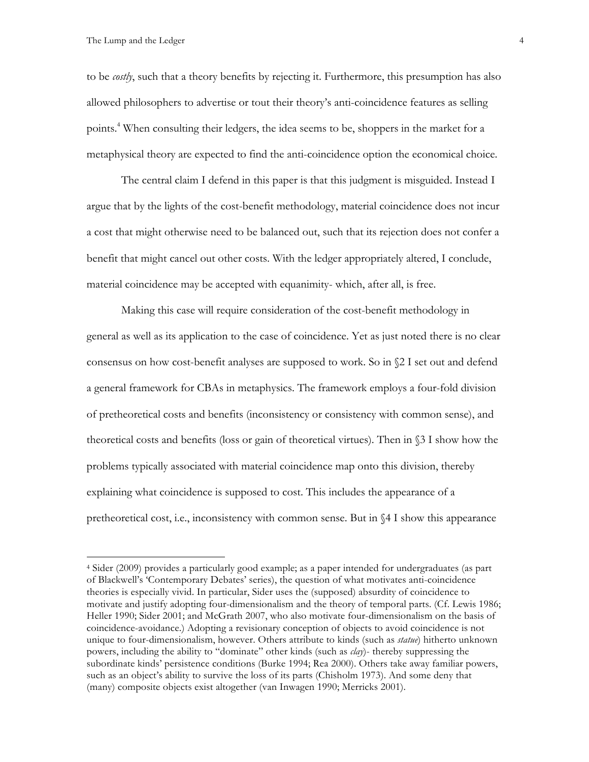to be *costly*, such that a theory benefits by rejecting it. Furthermore, this presumption has also allowed philosophers to advertise or tout their theory's anti-coincidence features as selling points.[4] When consulting their ledgers, the idea seems to be, shoppers in the market for a metaphysical theory are expected to find the anti-coincidence option the economical choice.

The central claim I defend in this paper is that this judgment is misguided. Instead I argue that by the lights of the cost-benefit methodology, material coincidence does not incur a cost that might otherwise need to be balanced out, such that its rejection does not confer a benefit that might cancel out other costs. With the ledger appropriately altered, I conclude, material coincidence may be accepted with equanimity- which, after all, is free.

Making this case will require consideration of the cost-benefit methodology in general as well as its application to the case of coincidence. Yet as just noted there is no clear consensus on how cost-benefit analyses are supposed to work. So in §2 I set out and defend a general framework for CBAs in metaphysics. The framework employs a four-fold division of pretheoretical costs and benefits (inconsistency or consistency with common sense), and theoretical costs and benefits (loss or gain of theoretical virtues). Then in §3 I show how the problems typically associated with material coincidence map onto this division, thereby explaining what coincidence is supposed to cost. This includes the appearance of a pretheoretical cost, i.e., inconsistency with common sense. But in §4 I show this appearance

[4] Sider (2009) provides a particularly good example; as a paper intended for undergraduates (as part of Blackwell's 'Contemporary Debates' series), the question of what motivates anti-coincidence theories is especially vivid. In particular, Sider uses the (supposed) absurdity of coincidence to motivate and justify adopting four-dimensionalism and the theory of temporal parts. (Cf. Lewis 1986; Heller 1990; Sider 2001; and McGrath 2007, who also motivate four-dimensionalism on the basis of coincidence-avoidance.) Adopting a revisionary conception of objects to avoid coincidence is not unique to four-dimensionalism, however. Others attribute to kinds (such as *statue*) hitherto unknown powers, including the ability to "dominate" other kinds (such as *clay*)- thereby suppressing the subordinate kinds' persistence conditions (Burke 1994; Rea 2000). Others take away familiar powers, such as an object's ability to survive the loss of its parts (Chisholm 1973). And some deny that (many) composite objects exist altogether (van Inwagen 1990; Merricks 2001).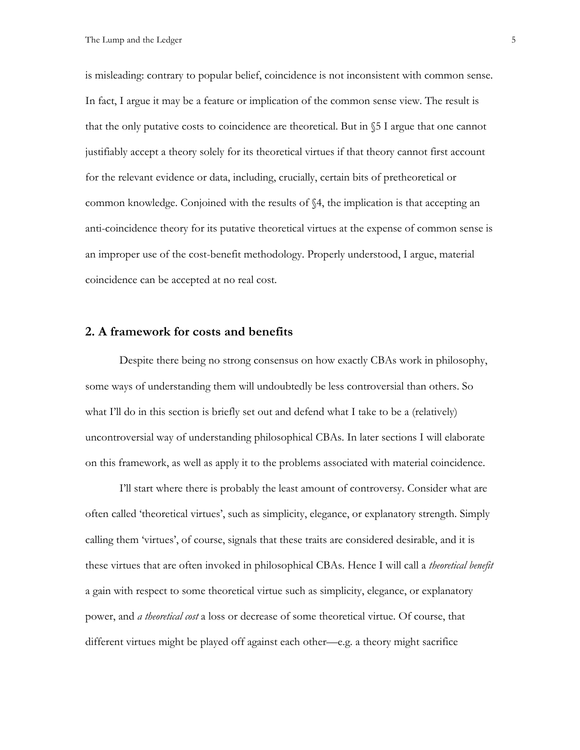is misleading: contrary to popular belief, coincidence is not inconsistent with common sense. In fact, I argue it may be a feature or implication of the common sense view. The result is that the only putative costs to coincidence are theoretical. But in §5 I argue that one cannot justifiably accept a theory solely for its theoretical virtues if that theory cannot first account for the relevant evidence or data, including, crucially, certain bits of pretheoretical or common knowledge. Conjoined with the results of §4, the implication is that accepting an anti-coincidence theory for its putative theoretical virtues at the expense of common sense is an improper use of the cost-benefit methodology. Properly understood, I argue, material coincidence can be accepted at no real cost.

## 2. A framework for costs and benefits

Despite there being no strong consensus on how exactly CBAs work in philosophy, some ways of understanding them will undoubtedly be less controversial than others. So what I'll do in this section is briefly set out and defend what I take to be a (relatively) uncontroversial way of understanding philosophical CBAs. In later sections I will elaborate on this framework, as well as apply it to the problems associated with material coincidence.

I'll start where there is probably the least amount of controversy. Consider what are often called 'theoretical virtues', such as simplicity, elegance, or explanatory strength. Simply calling them 'virtues', of course, signals that these traits are considered desirable, and it is these virtues that are often invoked in philosophical CBAs. Hence I will call a *theoretical benefit* a gain with respect to some theoretical virtue such as simplicity, elegance, or explanatory power, and *a theoretical cost* a loss or decrease of some theoretical virtue. Of course, that different virtues might be played off against each other—e.g. a theory might sacrifice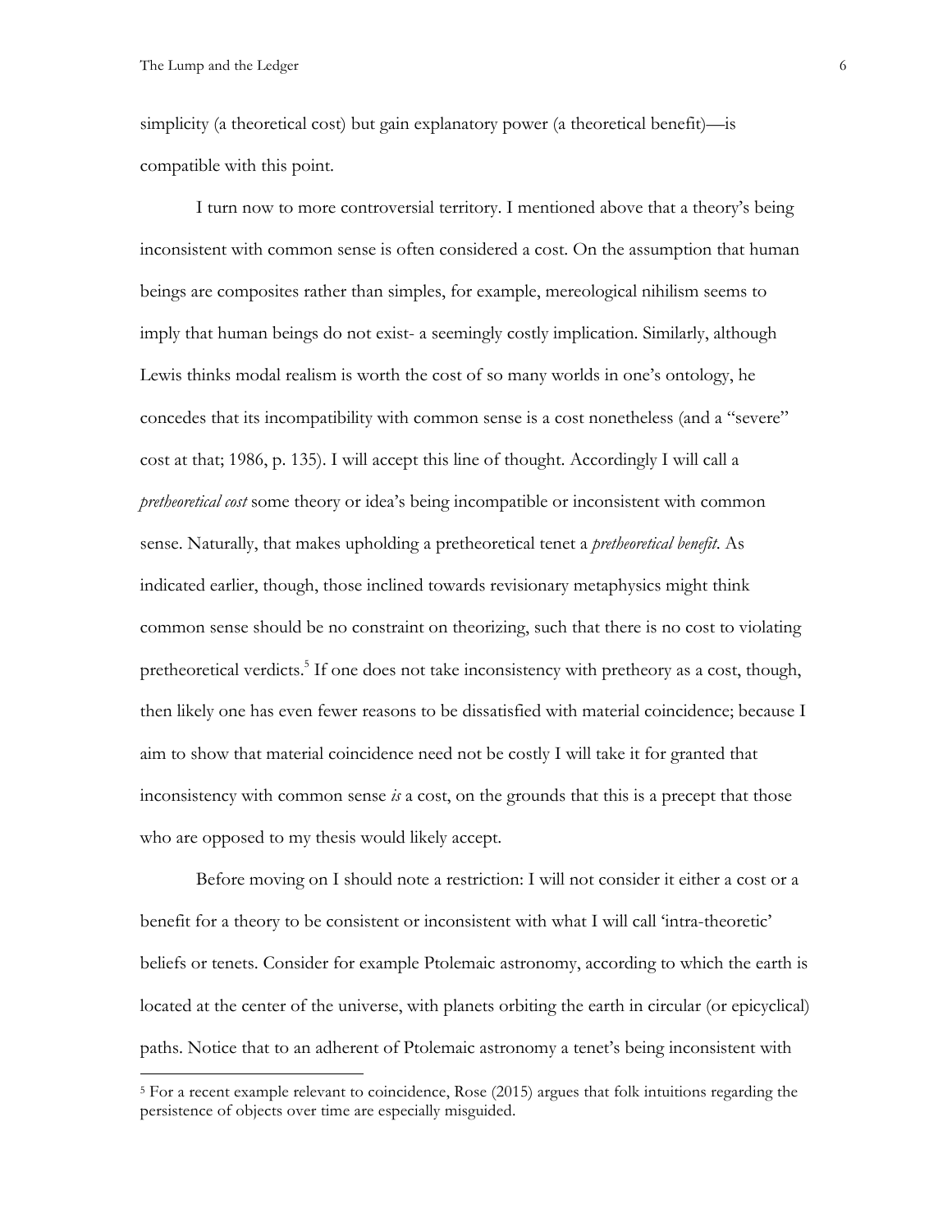simplicity (a theoretical cost) but gain explanatory power (a theoretical benefit)—is compatible with this point.

I turn now to more controversial territory. I mentioned above that a theory's being inconsistent with common sense is often considered a cost. On the assumption that human beings are composites rather than simples, for example, mereological nihilism seems to imply that human beings do not exist- a seemingly costly implication. Similarly, although Lewis thinks modal realism is worth the cost of so many worlds in one's ontology, he concedes that its incompatibility with common sense is a cost nonetheless (and a "severe" cost at that; 1986, p. 135). I will accept this line of thought. Accordingly I will call a *pretheoretical cost* some theory or idea's being incompatible or inconsistent with common sense. Naturally, that makes upholding a pretheoretical tenet a *pretheoretical benefit*. As indicated earlier, though, those inclined towards revisionary metaphysics might think common sense should be no constraint on theorizing, such that there is no cost to violating pretheoretical verdicts.[5] If one does not take inconsistency with pretheory as a cost, though, then likely one has even fewer reasons to be dissatisfied with material coincidence; because I aim to show that material coincidence need not be costly I will take it for granted that inconsistency with common sense *is* a cost, on the grounds that this is a precept that those who are opposed to my thesis would likely accept.

Before moving on I should note a restriction: I will not consider it either a cost or a benefit for a theory to be consistent or inconsistent with what I will call 'intra-theoretic' beliefs or tenets. Consider for example Ptolemaic astronomy, according to which the earth is located at the center of the universe, with planets orbiting the earth in circular (or epicyclical) paths. Notice that to an adherent of Ptolemaic astronomy a tenet's being inconsistent with

[5] For a recent example relevant to coincidence, Rose (2015) argues that folk intuitions regarding the persistence of objects over time are especially misguided.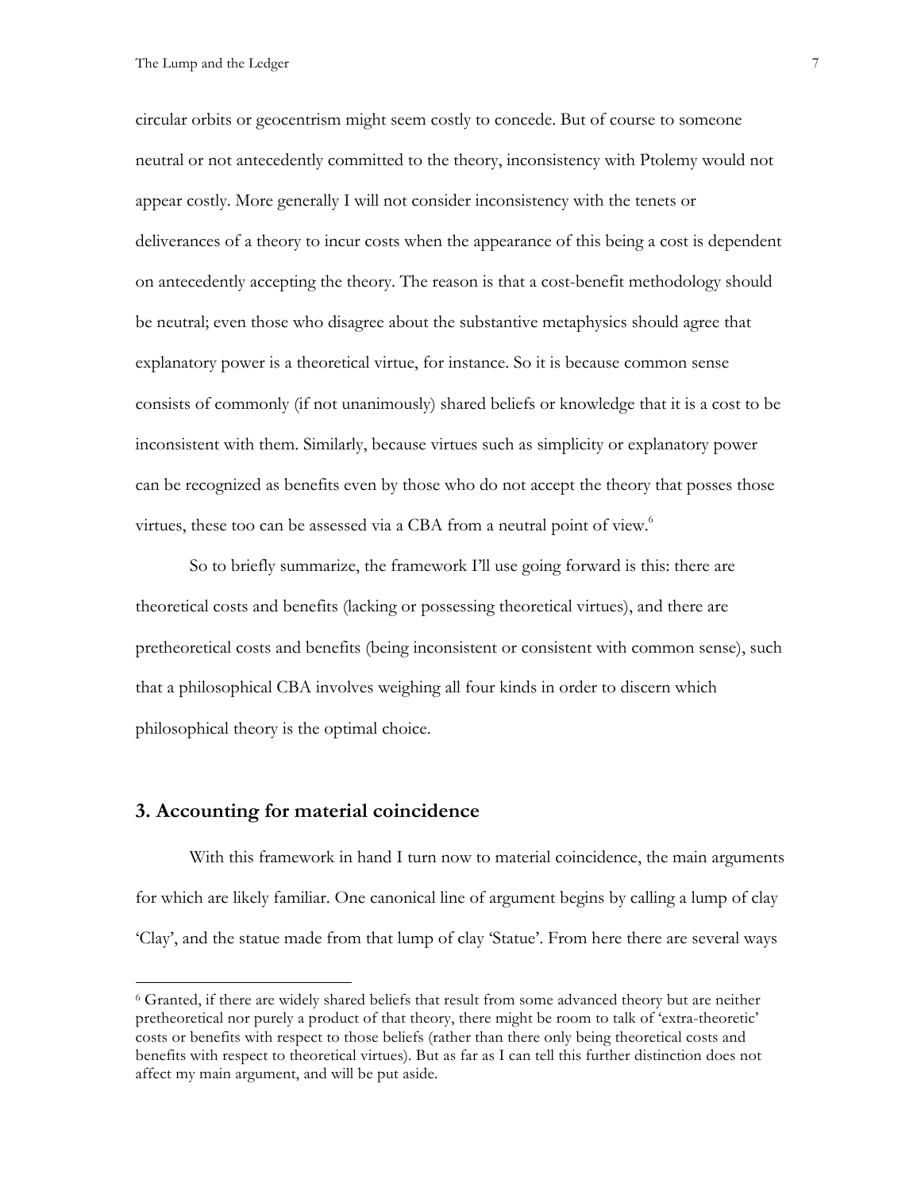circular orbits or geocentrism might seem costly to concede. But of course to someone neutral or not antecedently committed to the theory, inconsistency with Ptolemy would not appear costly. More generally I will not consider inconsistency with the tenets or deliverances of a theory to incur costs when the appearance of this being a cost is dependent on antecedently accepting the theory. The reason is that a cost-benefit methodology should be neutral; even those who disagree about the substantive metaphysics should agree that explanatory power is a theoretical virtue, for instance. So it is because common sense consists of commonly (if not unanimously) shared beliefs or knowledge that it is a cost to be inconsistent with them. Similarly, because virtues such as simplicity or explanatory power can be recognized as benefits even by those who do not accept the theory that posses those virtues, these too can be assessed via a CBA from a neutral point of view.[6]

So to briefly summarize, the framework I'll use going forward is this: there are theoretical costs and benefits (lacking or possessing theoretical virtues), and there are pretheoretical costs and benefits (being inconsistent or consistent with common sense), such that a philosophical CBA involves weighing all four kinds in order to discern which philosophical theory is the optimal choice.

## 3. Accounting for material coincidence

With this framework in hand I turn now to material coincidence, the main arguments for which are likely familiar. One canonical line of argument begins by calling a lump of clay 'Clay', and the statue made from that lump of clay 'Statue'. From here there are several ways

---

[6] Granted, if there are widely shared beliefs that result from some advanced theory but are neither pretheoretical nor purely a product of that theory, there might be room to talk of 'extra-theoretic' costs or benefits with respect to those beliefs (rather than there only being theoretical costs and benefits with respect to theoretical virtues). But as far as I can tell this further distinction does not affect my main argument, and will be put aside.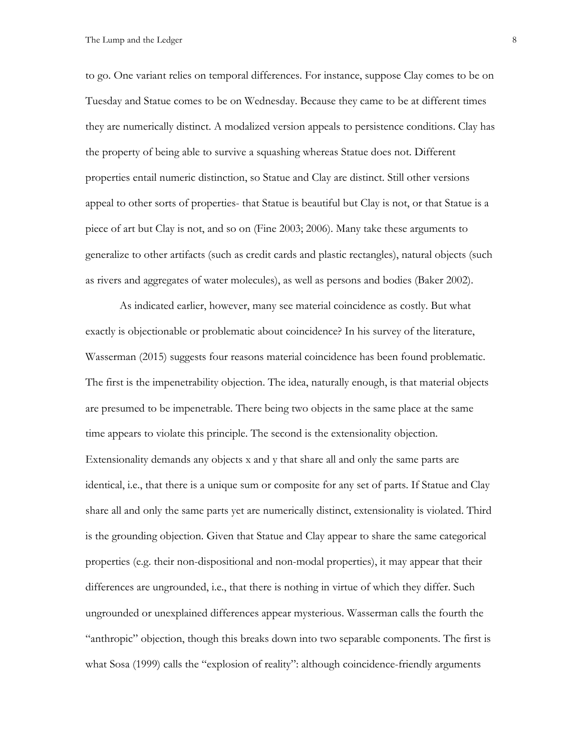to go. One variant relies on temporal differences. For instance, suppose Clay comes to be on Tuesday and Statue comes to be on Wednesday. Because they came to be at different times they are numerically distinct. A modalized version appeals to persistence conditions. Clay has the property of being able to survive a squashing whereas Statue does not. Different properties entail numeric distinction, so Statue and Clay are distinct. Still other versions appeal to other sorts of properties- that Statue is beautiful but Clay is not, or that Statue is a piece of art but Clay is not, and so on (Fine 2003; 2006). Many take these arguments to generalize to other artifacts (such as credit cards and plastic rectangles), natural objects (such as rivers and aggregates of water molecules), as well as persons and bodies (Baker 2002).

As indicated earlier, however, many see material coincidence as costly. But what exactly is objectionable or problematic about coincidence? In his survey of the literature, Wasserman (2015) suggests four reasons material coincidence has been found problematic. The first is the impenetrability objection. The idea, naturally enough, is that material objects are presumed to be impenetrable. There being two objects in the same place at the same time appears to violate this principle. The second is the extensionality objection. Extensionality demands any objects x and y that share all and only the same parts are identical, i.e., that there is a unique sum or composite for any set of parts. If Statue and Clay share all and only the same parts yet are numerically distinct, extensionality is violated. Third is the grounding objection. Given that Statue and Clay appear to share the same categorical properties (e.g. their non-dispositional and non-modal properties), it may appear that their differences are ungrounded, i.e., that there is nothing in virtue of which they differ. Such ungrounded or unexplained differences appear mysterious. Wasserman calls the fourth the "anthropic" objection, though this breaks down into two separable components. The first is what Sosa (1999) calls the "explosion of reality": although coincidence-friendly arguments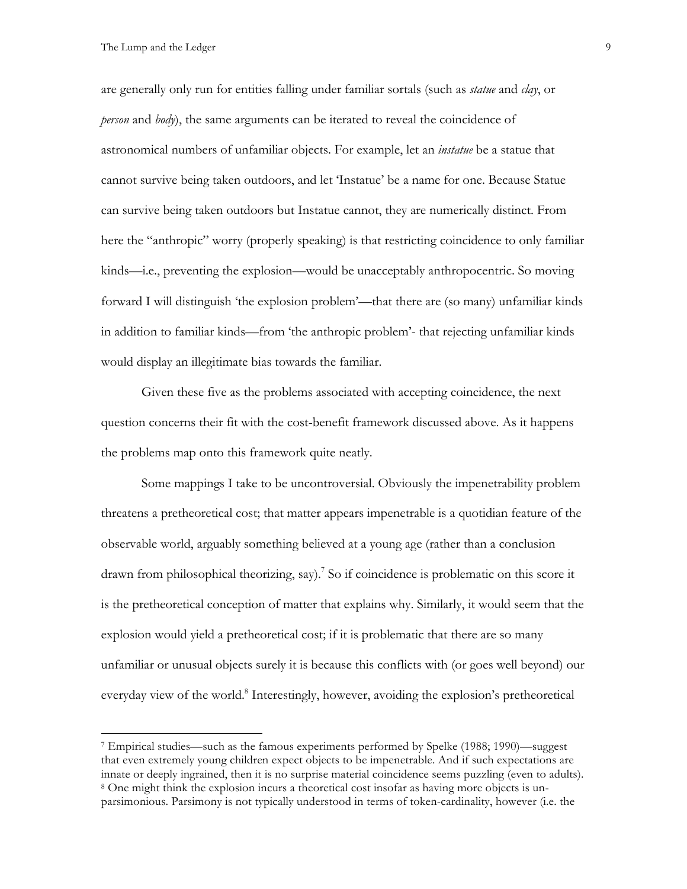are generally only run for entities falling under familiar sortals (such as *statue* and *clay*, or *person* and *body*), the same arguments can be iterated to reveal the coincidence of astronomical numbers of unfamiliar objects. For example, let an *instatue* be a statue that cannot survive being taken outdoors, and let 'Instatue' be a name for one. Because Statue can survive being taken outdoors but Instatue cannot, they are numerically distinct. From here the "anthropic" worry (properly speaking) is that restricting coincidence to only familiar kinds—i.e., preventing the explosion—would be unacceptably anthropocentric. So moving forward I will distinguish 'the explosion problem'—that there are (so many) unfamiliar kinds in addition to familiar kinds—from 'the anthropic problem'- that rejecting unfamiliar kinds would display an illegitimate bias towards the familiar.

Given these five as the problems associated with accepting coincidence, the next question concerns their fit with the cost-benefit framework discussed above. As it happens the problems map onto this framework quite neatly.

Some mappings I take to be uncontroversial. Obviously the impenetrability problem threatens a pretheoretical cost; that matter appears impenetrable is a quotidian feature of the observable world, arguably something believed at a young age (rather than a conclusion drawn from philosophical theorizing, say).[7] So if coincidence is problematic on this score it is the pretheoretical conception of matter that explains why. Similarly, it would seem that the explosion would yield a pretheoretical cost; if it is problematic that there are so many unfamiliar or unusual objects surely it is because this conflicts with (or goes well beyond) our everyday view of the world.[8] Interestingly, however, avoiding the explosion's pretheoretical

[7] Empirical studies—such as the famous experiments performed by Spelke (1988; 1990)—suggest that even extremely young children expect objects to be impenetrable. And if such expectations are innate or deeply ingrained, then it is no surprise material coincidence seems puzzling (even to adults).

[8] One might think the explosion incurs a theoretical cost insofar as having more objects is un-parsimonious. Parsimony is not typically understood in terms of token-cardinality, however (i.e. the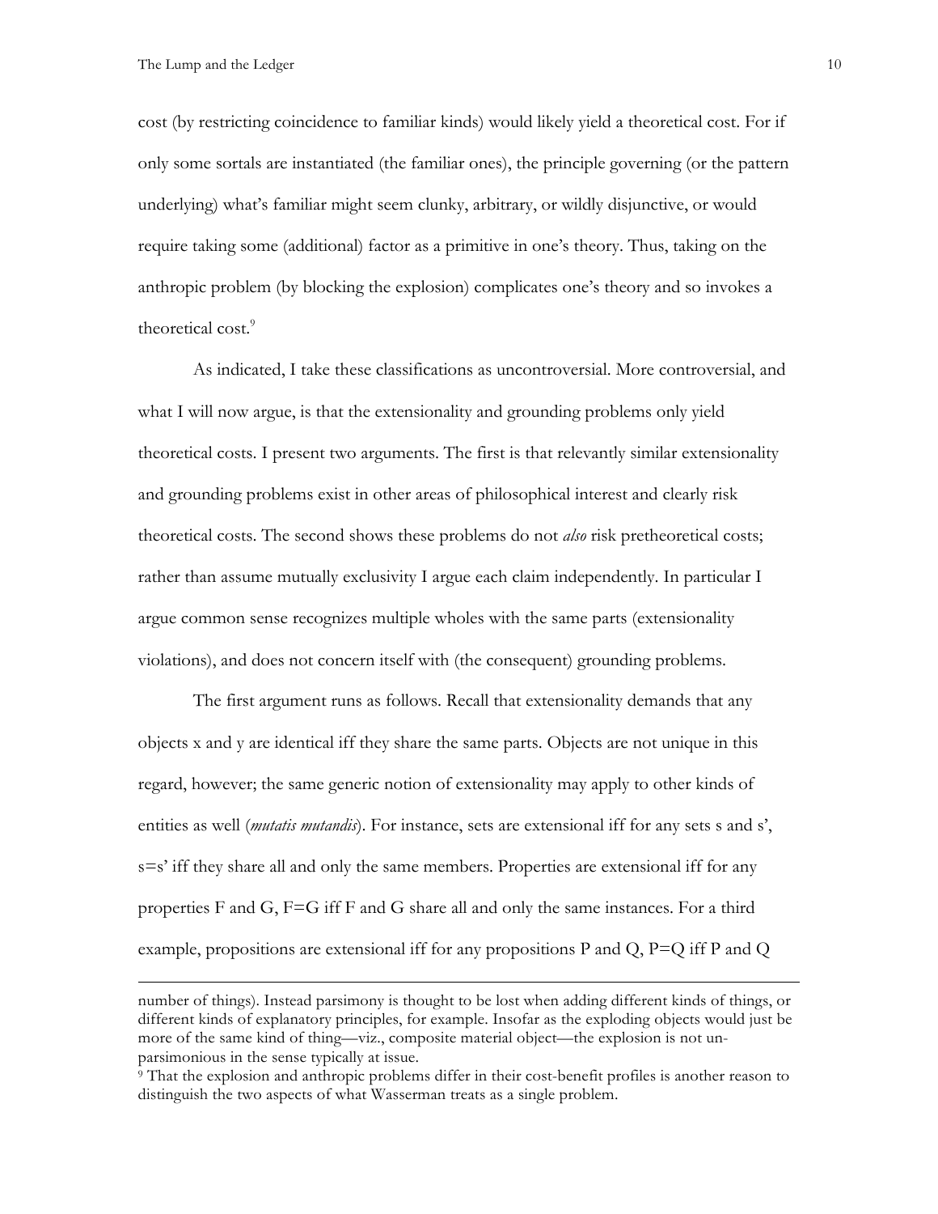cost (by restricting coincidence to familiar kinds) would likely yield a theoretical cost. For if only some sortals are instantiated (the familiar ones), the principle governing (or the pattern underlying) what's familiar might seem clunky, arbitrary, or wildly disjunctive, or would require taking some (additional) factor as a primitive in one's theory. Thus, taking on the anthropic problem (by blocking the explosion) complicates one's theory and so invokes a theoretical cost.[9]

As indicated, I take these classifications as uncontroversial. More controversial, and what I will now argue, is that the extensionality and grounding problems only yield theoretical costs. I present two arguments. The first is that relevantly similar extensionality and grounding problems exist in other areas of philosophical interest and clearly risk theoretical costs. The second shows these problems do not *also* risk pretheoretical costs; rather than assume mutually exclusivity I argue each claim independently. In particular I argue common sense recognizes multiple wholes with the same parts (extensionality violations), and does not concern itself with (the consequent) grounding problems.

The first argument runs as follows. Recall that extensionality demands that any objects x and y are identical iff they share the same parts. Objects are not unique in this regard, however; the same generic notion of extensionality may apply to other kinds of entities as well (*mutatis mutandis*). For instance, sets are extensional iff for any sets s and s', s=s' iff they share all and only the same members. Properties are extensional iff for any properties F and G, F=G iff F and G share all and only the same instances. For a third example, propositions are extensional iff for any propositions P and Q, P=Q iff P and Q

---

number of things). Instead parsimony is thought to be lost when adding different kinds of things, or different kinds of explanatory principles, for example. Insofar as the exploding objects would just be more of the same kind of thing—viz., composite material object—the explosion is not un-parsimonious in the sense typically at issue.

[9] That the explosion and anthropic problems differ in their cost-benefit profiles is another reason to distinguish the two aspects of what Wasserman treats as a single problem.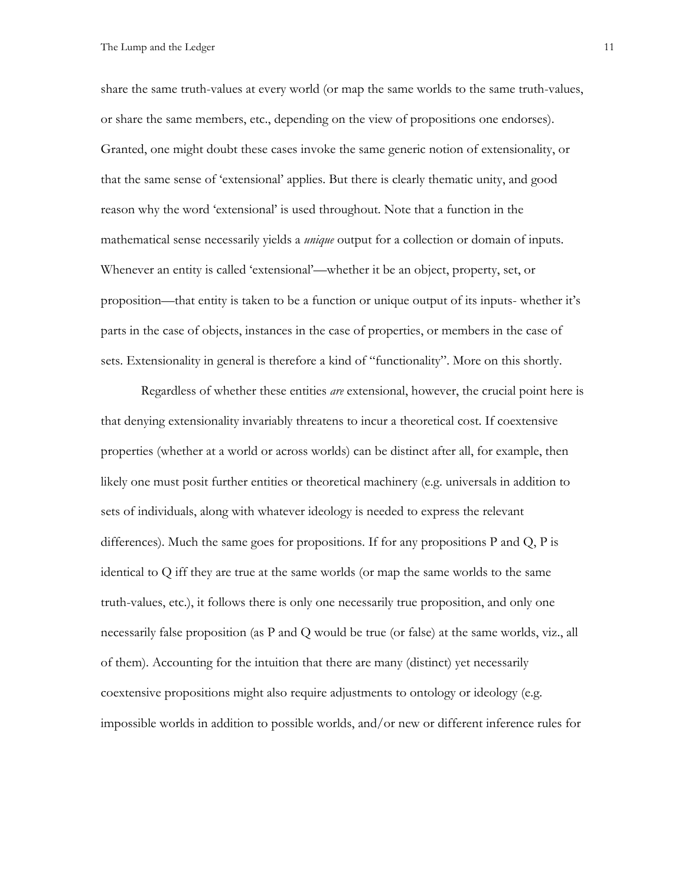share the same truth-values at every world (or map the same worlds to the same truth-values, or share the same members, etc., depending on the view of propositions one endorses). Granted, one might doubt these cases invoke the same generic notion of extensionality, or that the same sense of 'extensional' applies. But there is clearly thematic unity, and good reason why the word 'extensional' is used throughout. Note that a function in the mathematical sense necessarily yields a *unique* output for a collection or domain of inputs. Whenever an entity is called 'extensional'—whether it be an object, property, set, or proposition—that entity is taken to be a function or unique output of its inputs- whether it's parts in the case of objects, instances in the case of properties, or members in the case of sets. Extensionality in general is therefore a kind of "functionality". More on this shortly.

Regardless of whether these entities *are* extensional, however, the crucial point here is that denying extensionality invariably threatens to incur a theoretical cost. If coextensive properties (whether at a world or across worlds) can be distinct after all, for example, then likely one must posit further entities or theoretical machinery (e.g. universals in addition to sets of individuals, along with whatever ideology is needed to express the relevant differences). Much the same goes for propositions. If for any propositions P and Q, P is identical to Q iff they are true at the same worlds (or map the same worlds to the same truth-values, etc.), it follows there is only one necessarily true proposition, and only one necessarily false proposition (as P and Q would be true (or false) at the same worlds, viz., all of them). Accounting for the intuition that there are many (distinct) yet necessarily coextensive propositions might also require adjustments to ontology or ideology (e.g. impossible worlds in addition to possible worlds, and/or new or different inference rules for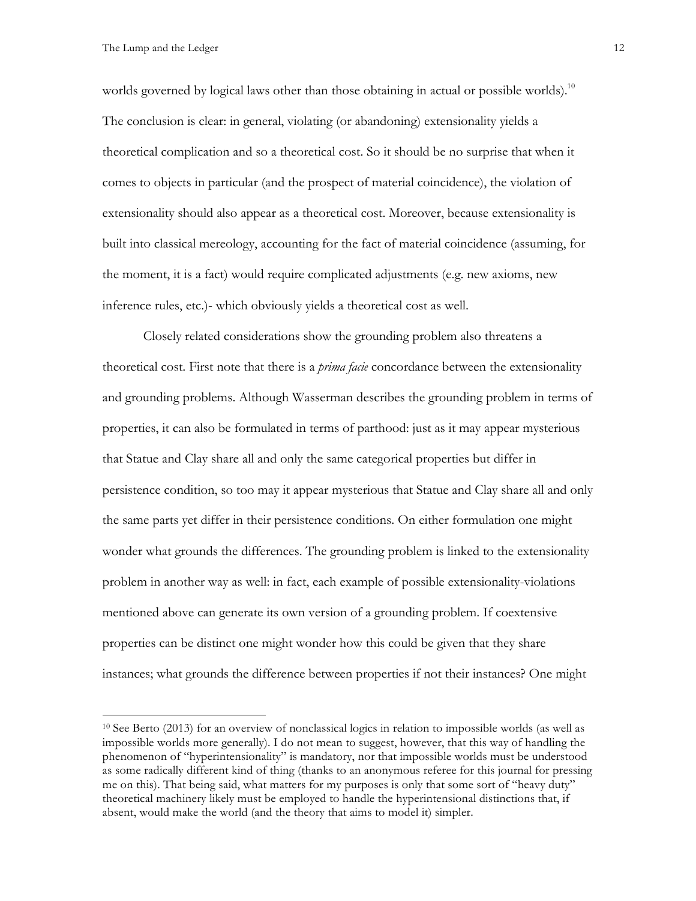worlds governed by logical laws other than those obtaining in actual or possible worlds).[10] The conclusion is clear: in general, violating (or abandoning) extensionality yields a theoretical complication and so a theoretical cost. So it should be no surprise that when it comes to objects in particular (and the prospect of material coincidence), the violation of extensionality should also appear as a theoretical cost. Moreover, because extensionality is built into classical mereology, accounting for the fact of material coincidence (assuming, for the moment, it is a fact) would require complicated adjustments (e.g. new axioms, new inference rules, etc.)- which obviously yields a theoretical cost as well.

Closely related considerations show the grounding problem also threatens a theoretical cost. First note that there is a *prima facie* concordance between the extensionality and grounding problems. Although Wasserman describes the grounding problem in terms of properties, it can also be formulated in terms of parthood: just as it may appear mysterious that Statue and Clay share all and only the same categorical properties but differ in persistence condition, so too may it appear mysterious that Statue and Clay share all and only the same parts yet differ in their persistence conditions. On either formulation one might wonder what grounds the differences. The grounding problem is linked to the extensionality problem in another way as well: in fact, each example of possible extensionality-violations mentioned above can generate its own version of a grounding problem. If coextensive properties can be distinct one might wonder how this could be given that they share instances; what grounds the difference between properties if not their instances? One might

[10] See Berto (2013) for an overview of nonclassical logics in relation to impossible worlds (as well as impossible worlds more generally). I do not mean to suggest, however, that this way of handling the phenomenon of "hyperintensionality" is mandatory, nor that impossible worlds must be understood as some radically different kind of thing (thanks to an anonymous referee for this journal for pressing me on this). That being said, what matters for my purposes is only that some sort of "heavy duty" theoretical machinery likely must be employed to handle the hyperintensional distinctions that, if absent, would make the world (and the theory that aims to model it) simpler.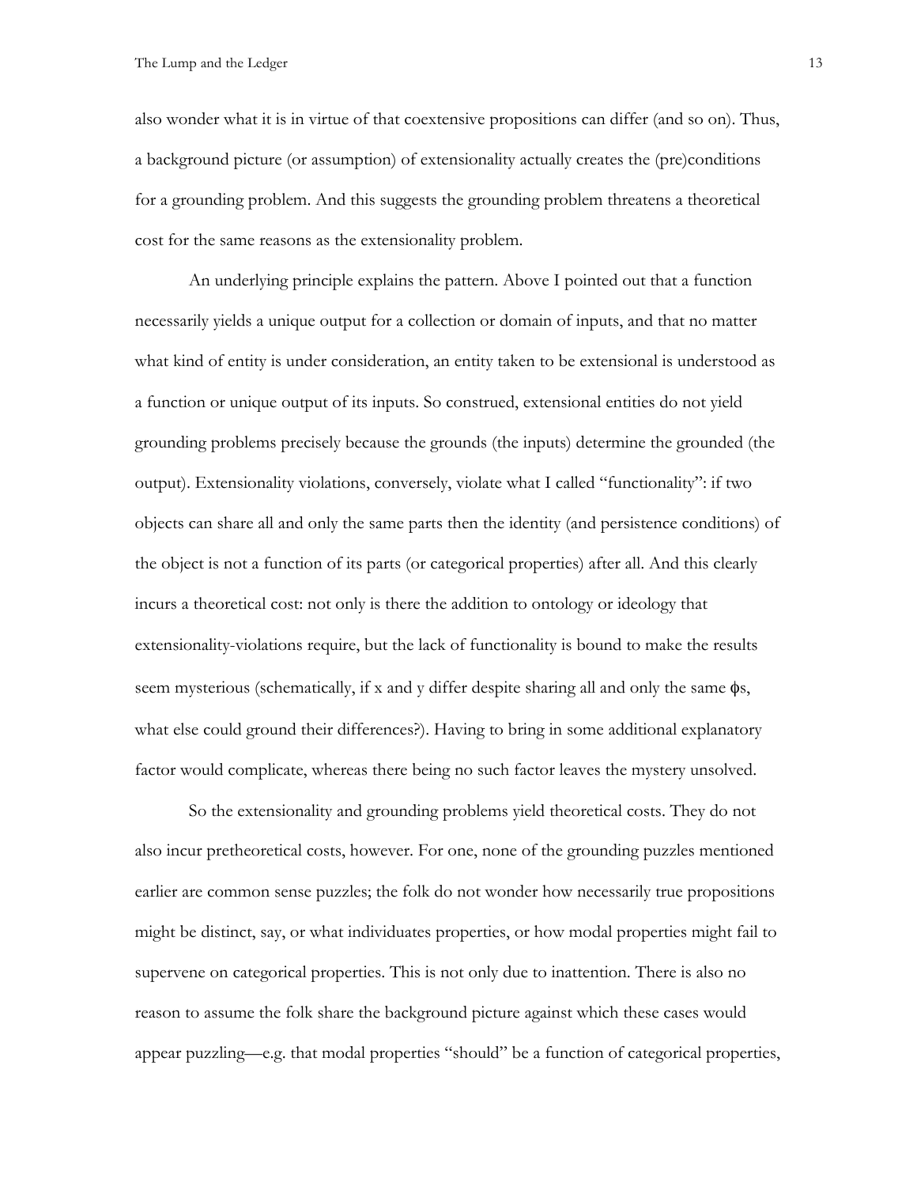also wonder what it is in virtue of that coextensive propositions can differ (and so on). Thus, a background picture (or assumption) of extensionality actually creates the (pre)conditions for a grounding problem. And this suggests the grounding problem threatens a theoretical cost for the same reasons as the extensionality problem.

An underlying principle explains the pattern. Above I pointed out that a function necessarily yields a unique output for a collection or domain of inputs, and that no matter what kind of entity is under consideration, an entity taken to be extensional is understood as a function or unique output of its inputs. So construed, extensional entities do not yield grounding problems precisely because the grounds (the inputs) determine the grounded (the output). Extensionality violations, conversely, violate what I called "functionality": if two objects can share all and only the same parts then the identity (and persistence conditions) of the object is not a function of its parts (or categorical properties) after all. And this clearly incurs a theoretical cost: not only is there the addition to ontology or ideology that extensionality-violations require, but the lack of functionality is bound to make the results seem mysterious (schematically, if x and y differ despite sharing all and only the same $\phi$s, what else could ground their differences?). Having to bring in some additional explanatory factor would complicate, whereas there being no such factor leaves the mystery unsolved.

So the extensionality and grounding problems yield theoretical costs. They do not also incur pretheoretical costs, however. For one, none of the grounding puzzles mentioned earlier are common sense puzzles; the folk do not wonder how necessarily true propositions might be distinct, say, or what individuates properties, or how modal properties might fail to supervene on categorical properties. This is not only due to inattention. There is also no reason to assume the folk share the background picture against which these cases would appear puzzling—e.g. that modal properties "should" be a function of categorical properties,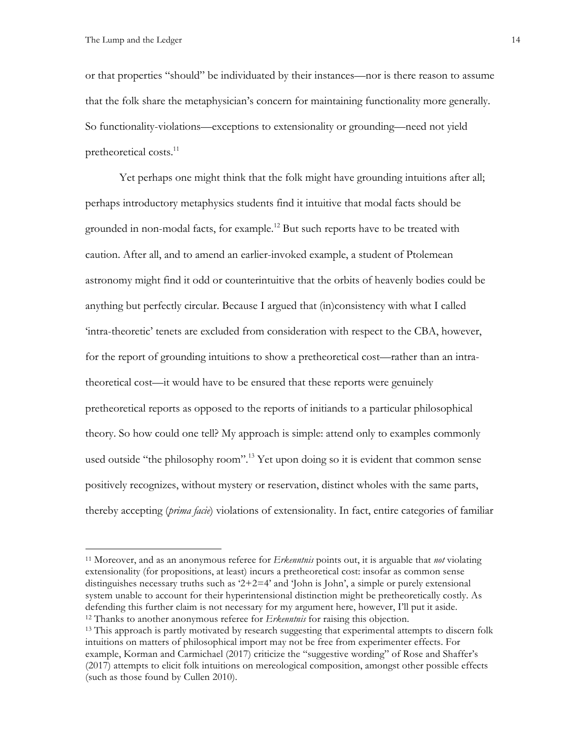or that properties "should" be individuated by their instances—nor is there reason to assume that the folk share the metaphysician's concern for maintaining functionality more generally. So functionality-violations—exceptions to extensionality or grounding—need not yield pretheoretical costs.[11]

Yet perhaps one might think that the folk might have grounding intuitions after all; perhaps introductory metaphysics students find it intuitive that modal facts should be grounded in non-modal facts, for example.[12] But such reports have to be treated with caution. After all, and to amend an earlier-invoked example, a student of Ptolemean astronomy might find it odd or counterintuitive that the orbits of heavenly bodies could be anything but perfectly circular. Because I argued that (in)consistency with what I called 'intra-theoretic' tenets are excluded from consideration with respect to the CBA, however, for the report of grounding intuitions to show a pretheoretical cost—rather than an intra-theoretical cost—it would have to be ensured that these reports were genuinely pretheoretical reports as opposed to the reports of initiands to a particular philosophical theory. So how could one tell? My approach is simple: attend only to examples commonly used outside "the philosophy room".[13] Yet upon doing so it is evident that common sense positively recognizes, without mystery or reservation, distinct wholes with the same parts, thereby accepting (*prima facie*) violations of extensionality. In fact, entire categories of familiar

---

[11] Moreover, and as an anonymous referee for *Erkenntnis* points out, it is arguable that *not* violating extensionality (for propositions, at least) incurs a pretheoretical cost: insofar as common sense distinguishes necessary truths such as '2+2=4' and 'John is John', a simple or purely extensional system unable to account for their hyperintensional distinction might be pretheoretically costly. As defending this further claim is not necessary for my argument here, however, I'll put it aside.

[12] Thanks to another anonymous referee for *Erkenntnis* for raising this objection.

[13] This approach is partly motivated by research suggesting that experimental attempts to discern folk intuitions on matters of philosophical import may not be free from experimenter effects. For example, Korman and Carmichael (2017) criticize the "suggestive wording" of Rose and Shaffer's (2017) attempts to elicit folk intuitions on mereological composition, amongst other possible effects (such as those found by Cullen 2010).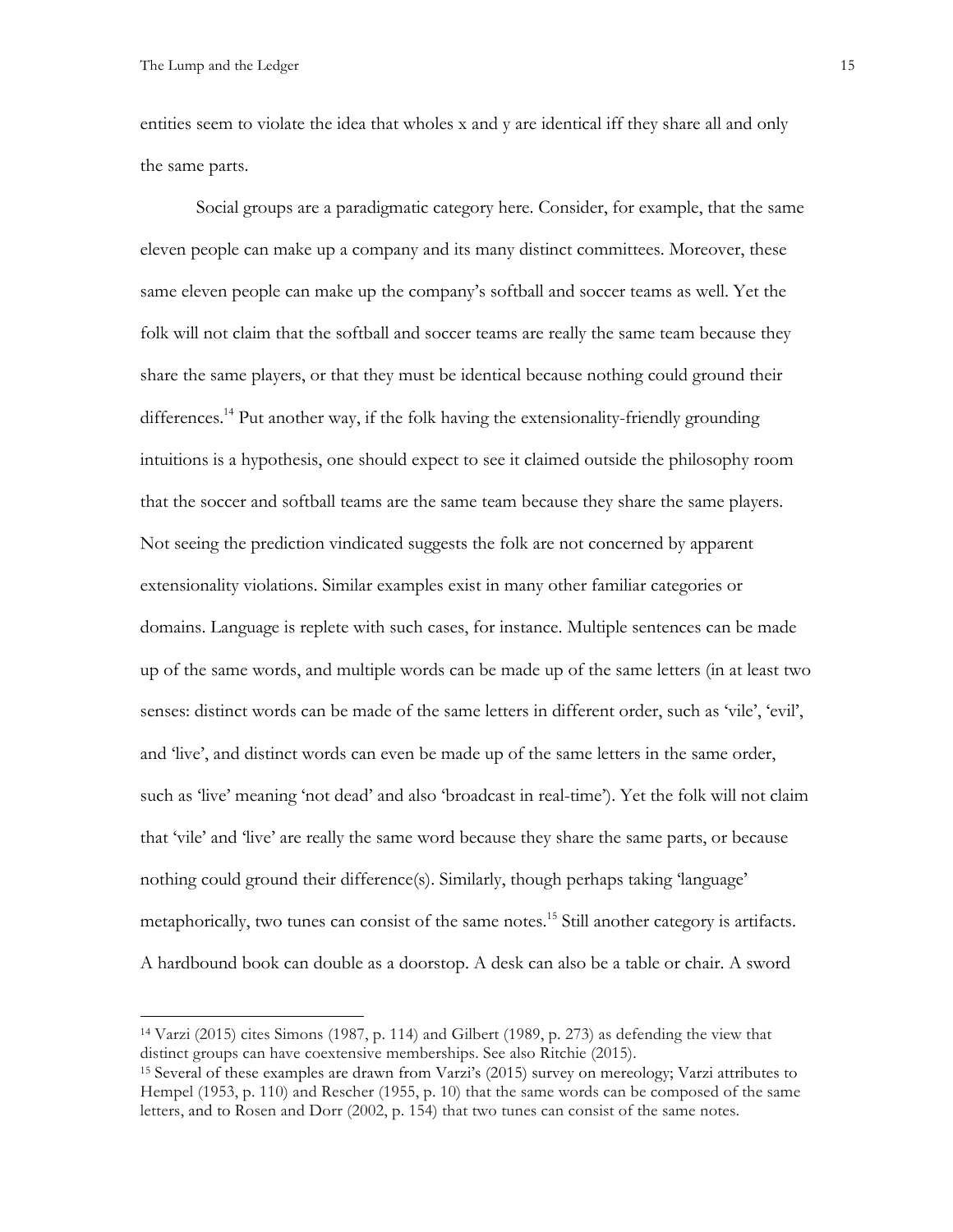entities seem to violate the idea that wholes x and y are identical iff they share all and only the same parts.

Social groups are a paradigmatic category here. Consider, for example, that the same eleven people can make up a company and its many distinct committees. Moreover, these same eleven people can make up the company's softball and soccer teams as well. Yet the folk will not claim that the softball and soccer teams are really the same team because they share the same players, or that they must be identical because nothing could ground their differences.[14] Put another way, if the folk having the extensionality-friendly grounding intuitions is a hypothesis, one should expect to see it claimed outside the philosophy room that the soccer and softball teams are the same team because they share the same players. Not seeing the prediction vindicated suggests the folk are not concerned by apparent extensionality violations. Similar examples exist in many other familiar categories or domains. Language is replete with such cases, for instance. Multiple sentences can be made up of the same words, and multiple words can be made up of the same letters (in at least two senses: distinct words can be made of the same letters in different order, such as 'vile', 'evil', and 'live', and distinct words can even be made up of the same letters in the same order, such as 'live' meaning 'not dead' and also 'broadcast in real-time'). Yet the folk will not claim that 'vile' and 'live' are really the same word because they share the same parts, or because nothing could ground their difference(s). Similarly, though perhaps taking 'language' metaphorically, two tunes can consist of the same notes.[15] Still another category is artifacts. A hardbound book can double as a doorstop. A desk can also be a table or chair. A sword

---

[14] Varzi (2015) cites Simons (1987, p. 114) and Gilbert (1989, p. 273) as defending the view that distinct groups can have coextensive memberships. See also Ritchie (2015).

[15] Several of these examples are drawn from Varzi's (2015) survey on mereology; Varzi attributes to Hempel (1953, p. 110) and Rescher (1955, p. 10) that the same words can be composed of the same letters, and to Rosen and Dorr (2002, p. 154) that two tunes can consist of the same notes.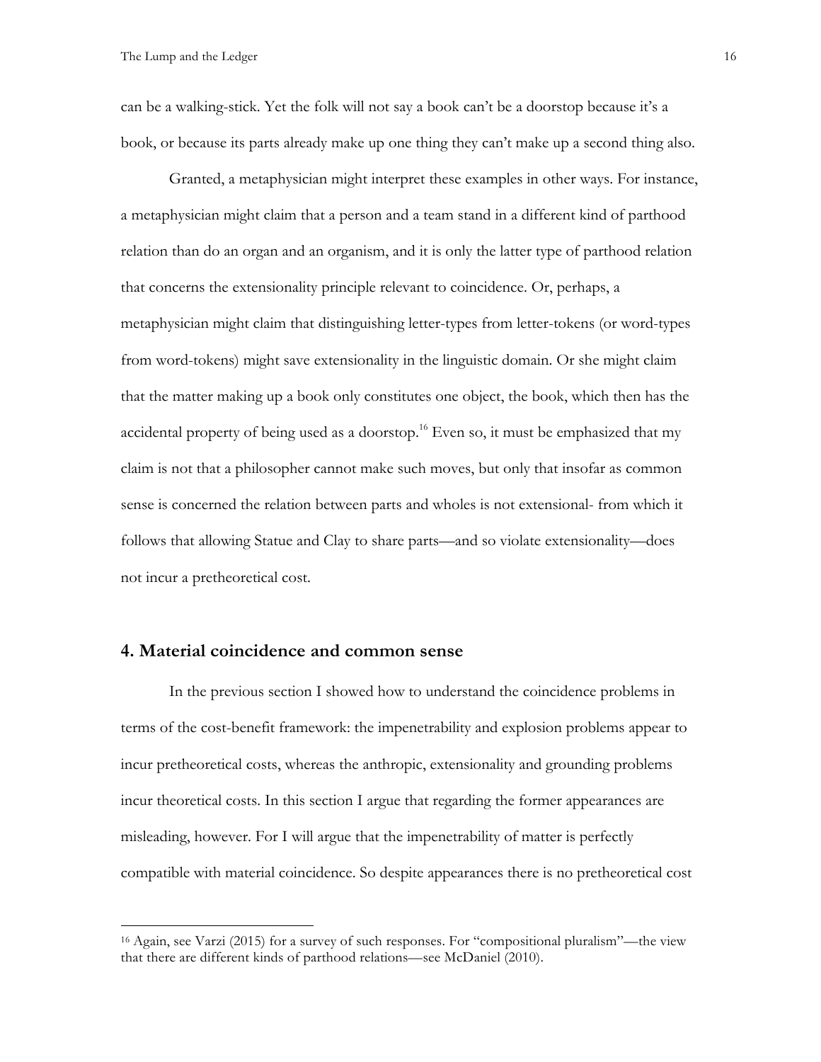can be a walking-stick. Yet the folk will not say a book can't be a doorstop because it's a book, or because its parts already make up one thing they can't make up a second thing also.

Granted, a metaphysician might interpret these examples in other ways. For instance, a metaphysician might claim that a person and a team stand in a different kind of parthood relation than do an organ and an organism, and it is only the latter type of parthood relation that concerns the extensionality principle relevant to coincidence. Or, perhaps, a metaphysician might claim that distinguishing letter-types from letter-tokens (or word-types from word-tokens) might save extensionality in the linguistic domain. Or she might claim that the matter making up a book only constitutes one object, the book, which then has the accidental property of being used as a doorstop.[16] Even so, it must be emphasized that my claim is not that a philosopher cannot make such moves, but only that insofar as common sense is concerned the relation between parts and wholes is not extensional- from which it follows that allowing Statue and Clay to share parts—and so violate extensionality—does not incur a pretheoretical cost.

## 4. Material coincidence and common sense

In the previous section I showed how to understand the coincidence problems in terms of the cost-benefit framework: the impenetrability and explosion problems appear to incur pretheoretical costs, whereas the anthropic, extensionality and grounding problems incur theoretical costs. In this section I argue that regarding the former appearances are misleading, however. For I will argue that the impenetrability of matter is perfectly compatible with material coincidence. So despite appearances there is no pretheoretical cost

---

[16] Again, see Varzi (2015) for a survey of such responses. For "compositional pluralism"—the view that there are different kinds of parthood relations—see McDaniel (2010).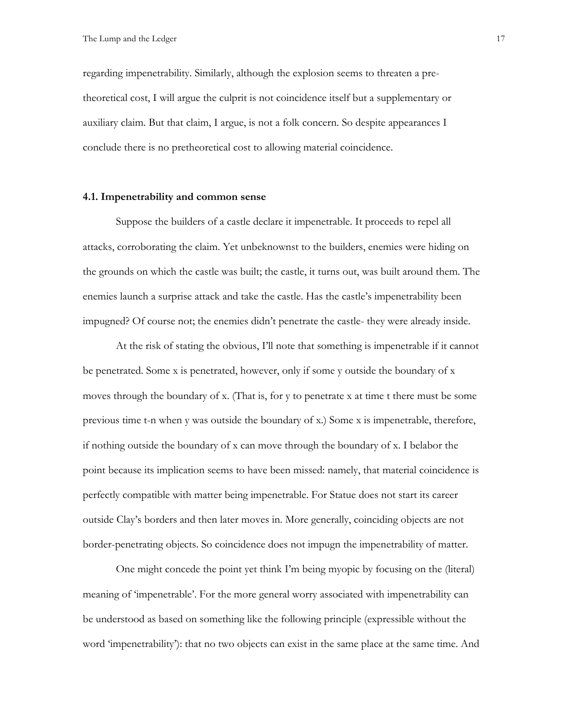regarding impenetrability. Similarly, although the explosion seems to threaten a pre-theoretical cost, I will argue the culprit is not coincidence itself but a supplementary or auxiliary claim. But that claim, I argue, is not a folk concern. So despite appearances I conclude there is no pretheoretical cost to allowing material coincidence.

### 4.1. Impenetrability and common sense

Suppose the builders of a castle declare it impenetrable. It proceeds to repel all attacks, corroborating the claim. Yet unbeknownst to the builders, enemies were hiding on the grounds on which the castle was built; the castle, it turns out, was built around them. The enemies launch a surprise attack and take the castle. Has the castle's impenetrability been impugned? Of course not; the enemies didn't penetrate the castle- they were already inside.

At the risk of stating the obvious, I'll note that something is impenetrable if it cannot be penetrated. Some x is penetrated, however, only if some y outside the boundary of x moves through the boundary of x. (That is, for y to penetrate x at time t there must be some previous time t-n when y was outside the boundary of x.) Some x is impenetrable, therefore, if nothing outside the boundary of x can move through the boundary of x. I belabor the point because its implication seems to have been missed: namely, that material coincidence is perfectly compatible with matter being impenetrable. For Statue does not start its career outside Clay's borders and then later moves in. More generally, coinciding objects are not border-penetrating objects. So coincidence does not impugn the impenetrability of matter.

One might concede the point yet think I'm being myopic by focusing on the (literal) meaning of 'impenetrable'. For the more general worry associated with impenetrability can be understood as based on something like the following principle (expressible without the word 'impenetrability'): that no two objects can exist in the same place at the same time. And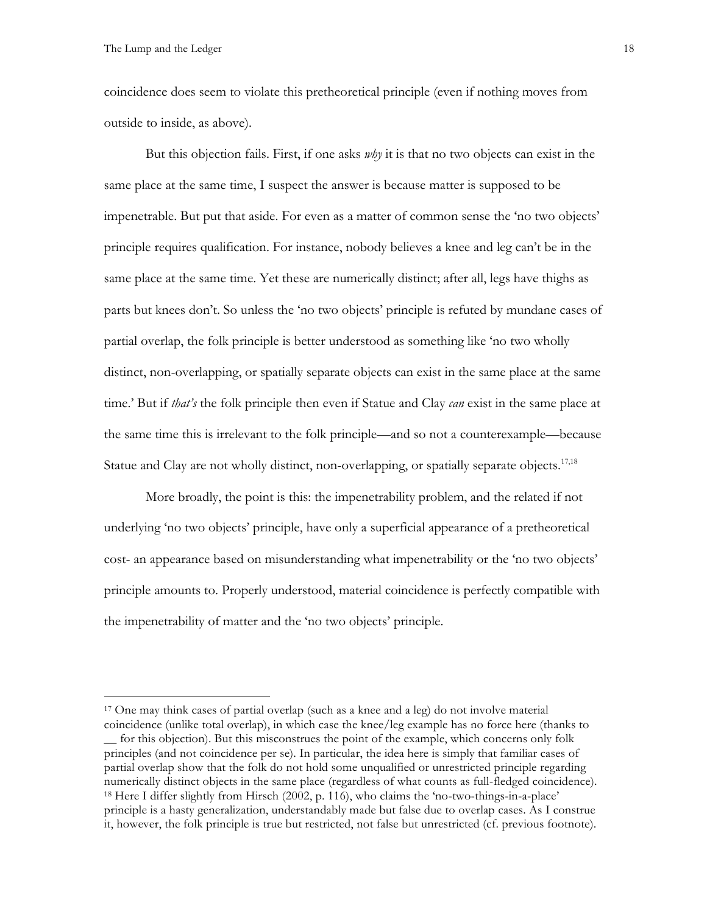coincidence does seem to violate this pretheoretical principle (even if nothing moves from outside to inside, as above).

But this objection fails. First, if one asks *why* it is that no two objects can exist in the same place at the same time, I suspect the answer is because matter is supposed to be impenetrable. But put that aside. For even as a matter of common sense the 'no two objects' principle requires qualification. For instance, nobody believes a knee and leg can't be in the same place at the same time. Yet these are numerically distinct; after all, legs have thighs as parts but knees don't. So unless the 'no two objects' principle is refuted by mundane cases of partial overlap, the folk principle is better understood as something like 'no two wholly distinct, non-overlapping, or spatially separate objects can exist in the same place at the same time.' But if *that's* the folk principle then even if Statue and Clay *can* exist in the same place at the same time this is irrelevant to the folk principle—and so not a counterexample—because Statue and Clay are not wholly distinct, non-overlapping, or spatially separate objects.[17,18]

More broadly, the point is this: the impenetrability problem, and the related if not underlying 'no two objects' principle, have only a superficial appearance of a pretheoretical cost- an appearance based on misunderstanding what impenetrability or the 'no two objects' principle amounts to. Properly understood, material coincidence is perfectly compatible with the impenetrability of matter and the 'no two objects' principle.

---

[17] One may think cases of partial overlap (such as a knee and a leg) do not involve material coincidence (unlike total overlap), in which case the knee/leg example has no force here (thanks to __ for this objection). But this misconstrues the point of the example, which concerns only folk principles (and not coincidence per se). In particular, the idea here is simply that familiar cases of partial overlap show that the folk do not hold some unqualified or unrestricted principle regarding numerically distinct objects in the same place (regardless of what counts as full-fledged coincidence).

[18] Here I differ slightly from Hirsch (2002, p. 116), who claims the 'no-two-things-in-a-place' principle is a hasty generalization, understandably made but false due to overlap cases. As I construe it, however, the folk principle is true but restricted, not false but unrestricted (cf. previous footnote).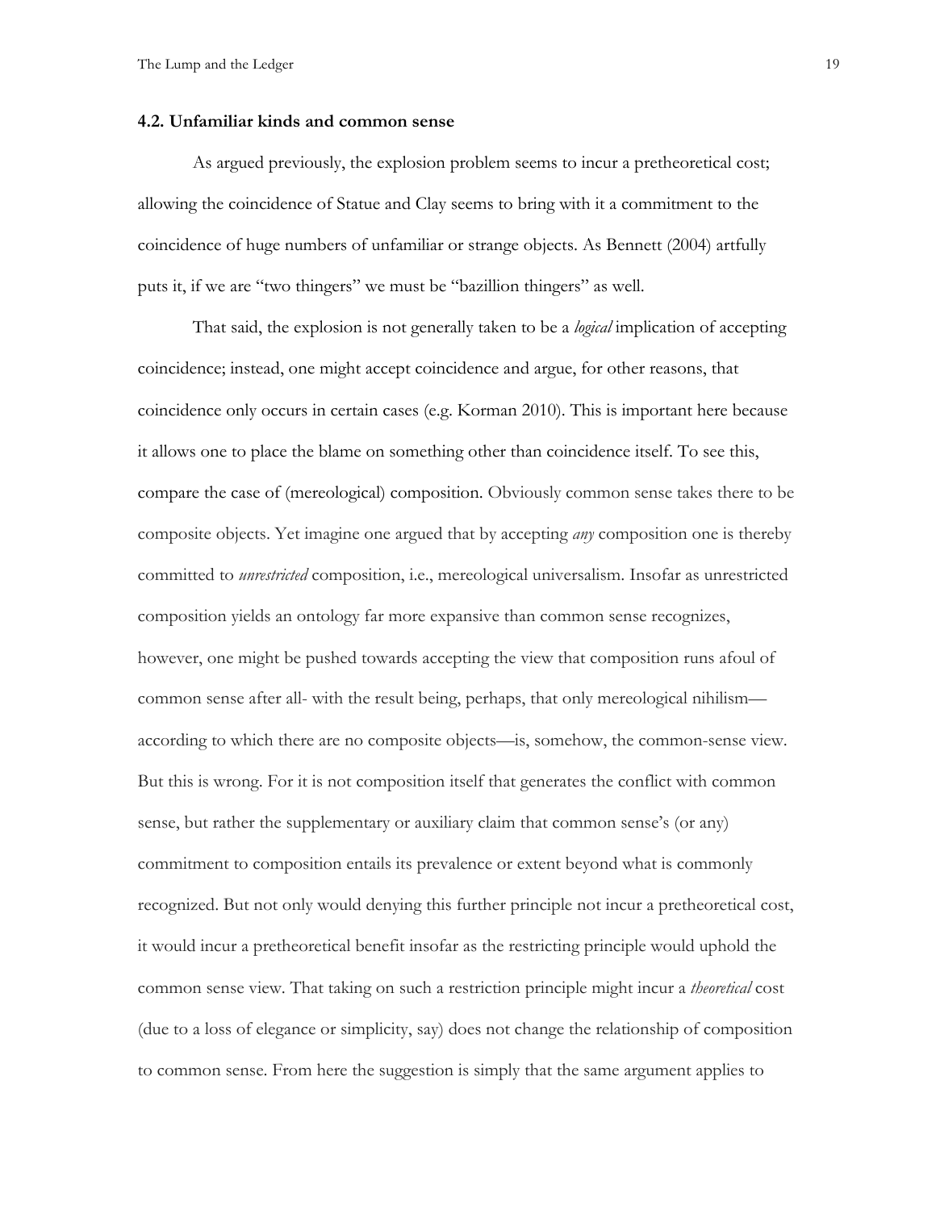### 4.2. Unfamiliar kinds and common sense

As argued previously, the explosion problem seems to incur a pretheoretical cost; allowing the coincidence of Statue and Clay seems to bring with it a commitment to the coincidence of huge numbers of unfamiliar or strange objects. As Bennett (2004) artfully puts it, if we are "two thingers" we must be "bazillion thingers" as well.

That said, the explosion is not generally taken to be a *logical* implication of accepting coincidence; instead, one might accept coincidence and argue, for other reasons, that coincidence only occurs in certain cases (e.g. Korman 2010). This is important here because it allows one to place the blame on something other than coincidence itself. To see this, compare the case of (mereological) composition. Obviously common sense takes there to be composite objects. Yet imagine one argued that by accepting *any* composition one is thereby committed to *unrestricted* composition, i.e., mereological universalism. Insofar as unrestricted composition yields an ontology far more expansive than common sense recognizes, however, one might be pushed towards accepting the view that composition runs afoul of common sense after all- with the result being, perhaps, that only mereological nihilism—according to which there are no composite objects—is, somehow, the common-sense view. But this is wrong. For it is not composition itself that generates the conflict with common sense, but rather the supplementary or auxiliary claim that common sense's (or any) commitment to composition entails its prevalence or extent beyond what is commonly recognized. But not only would denying this further principle not incur a pretheoretical cost, it would incur a pretheoretical benefit insofar as the restricting principle would uphold the common sense view. That taking on such a restriction principle might incur a *theoretical* cost (due to a loss of elegance or simplicity, say) does not change the relationship of composition to common sense. From here the suggestion is simply that the same argument applies to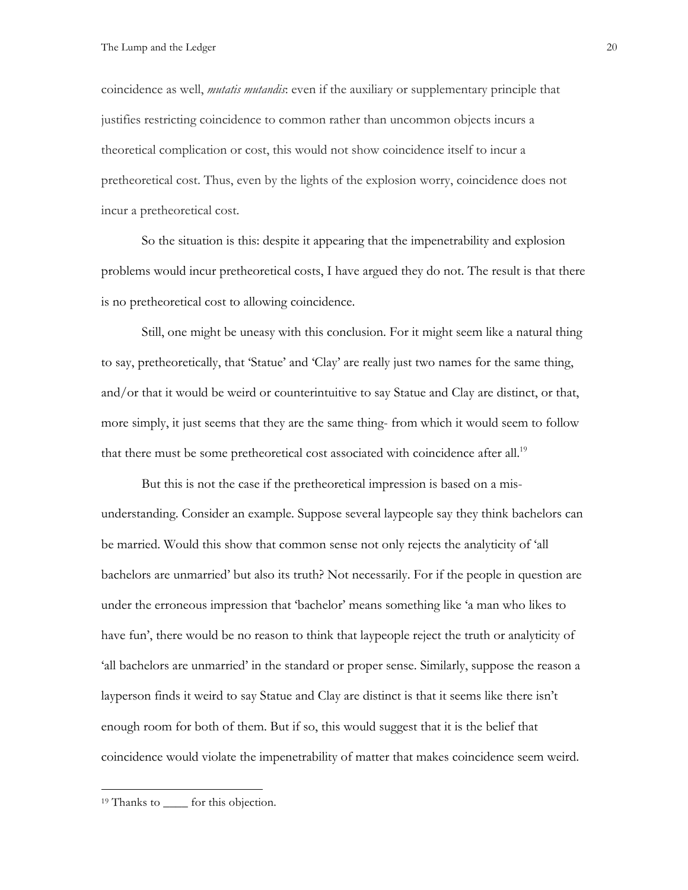coincidence as well, *mutatis mutandis*: even if the auxiliary or supplementary principle that justifies restricting coincidence to common rather than uncommon objects incurs a theoretical complication or cost, this would not show coincidence itself to incur a pretheoretical cost. Thus, even by the lights of the explosion worry, coincidence does not incur a pretheoretical cost.

So the situation is this: despite it appearing that the impenetrability and explosion problems would incur pretheoretical costs, I have argued they do not. The result is that there is no pretheoretical cost to allowing coincidence.

Still, one might be uneasy with this conclusion. For it might seem like a natural thing to say, pretheoretically, that 'Statue' and 'Clay' are really just two names for the same thing, and/or that it would be weird or counterintuitive to say Statue and Clay are distinct, or that, more simply, it just seems that they are the same thing- from which it would seem to follow that there must be some pretheoretical cost associated with coincidence after all.[19]

But this is not the case if the pretheoretical impression is based on a mis-understanding. Consider an example. Suppose several laypeople say they think bachelors can be married. Would this show that common sense not only rejects the analyticity of 'all bachelors are unmarried' but also its truth? Not necessarily. For if the people in question are under the erroneous impression that 'bachelor' means something like 'a man who likes to have fun', there would be no reason to think that laypeople reject the truth or analyticity of 'all bachelors are unmarried' in the standard or proper sense. Similarly, suppose the reason a layperson finds it weird to say Statue and Clay are distinct is that it seems like there isn't enough room for both of them. But if so, this would suggest that it is the belief that coincidence would violate the impenetrability of matter that makes coincidence seem weird.

---

[19] Thanks to ____ for this objection.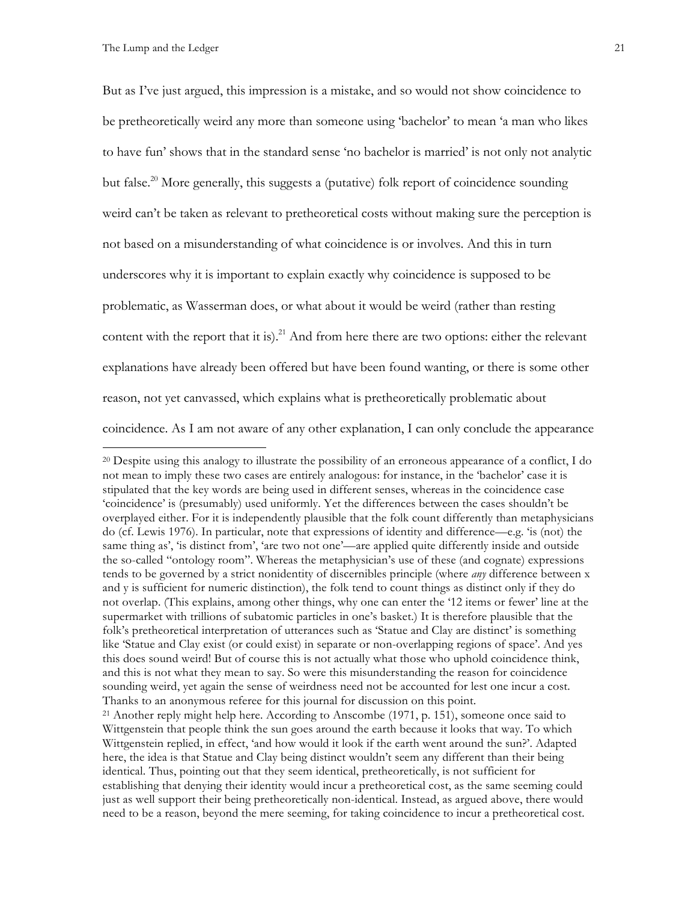But as I've just argued, this impression is a mistake, and so would not show coincidence to be pretheoretically weird any more than someone using 'bachelor' to mean 'a man who likes to have fun' shows that in the standard sense 'no bachelor is married' is not only not analytic but false.[20] More generally, this suggests a (putative) folk report of coincidence sounding weird can't be taken as relevant to pretheoretical costs without making sure the perception is not based on a misunderstanding of what coincidence is or involves. And this in turn underscores why it is important to explain exactly why coincidence is supposed to be problematic, as Wasserman does, or what about it would be weird (rather than resting content with the report that it is).[21] And from here there are two options: either the relevant explanations have already been offered but have been found wanting, or there is some other reason, not yet canvassed, which explains what is pretheoretically problematic about coincidence. As I am not aware of any other explanation, I can only conclude the appearance

---

[20] Despite using this analogy to illustrate the possibility of an erroneous appearance of a conflict, I do not mean to imply these two cases are entirely analogous: for instance, in the 'bachelor' case it is stipulated that the key words are being used in different senses, whereas in the coincidence case 'coincidence' is (presumably) used uniformly. Yet the differences between the cases shouldn't be overplayed either. For it is independently plausible that the folk count differently than metaphysicians do (cf. Lewis 1976). In particular, note that expressions of identity and difference—e.g. 'is (not) the same thing as', 'is distinct from', 'are two not one'—are applied quite differently inside and outside the so-called "ontology room". Whereas the metaphysician's use of these (and cognate) expressions tends to be governed by a strict nonidentity of discernibles principle (where *any* difference between x and y is sufficient for numeric distinction), the folk tend to count things as distinct only if they do not overlap. (This explains, among other things, why one can enter the '12 items or fewer' line at the supermarket with trillions of subatomic particles in one's basket.) It is therefore plausible that the folk's pretheoretical interpretation of utterances such as 'Statue and Clay are distinct' is something like 'Statue and Clay exist (or could exist) in separate or non-overlapping regions of space'. And yes this does sound weird! But of course this is not actually what those who uphold coincidence think, and this is not what they mean to say. So were this misunderstanding the reason for coincidence sounding weird, yet again the sense of weirdness need not be accounted for lest one incur a cost. Thanks to an anonymous referee for this journal for discussion on this point.

[21] Another reply might help here. According to Anscombe (1971, p. 151), someone once said to Wittgenstein that people think the sun goes around the earth because it looks that way. To which Wittgenstein replied, in effect, 'and how would it look if the earth went around the sun?'. Adapted here, the idea is that Statue and Clay being distinct wouldn't seem any different than their being identical. Thus, pointing out that they seem identical, pretheoretically, is not sufficient for establishing that denying their identity would incur a pretheoretical cost, as the same seeming could just as well support their being pretheoretically non-identical. Instead, as argued above, there would need to be a reason, beyond the mere seeming, for taking coincidence to incur a pretheoretical cost.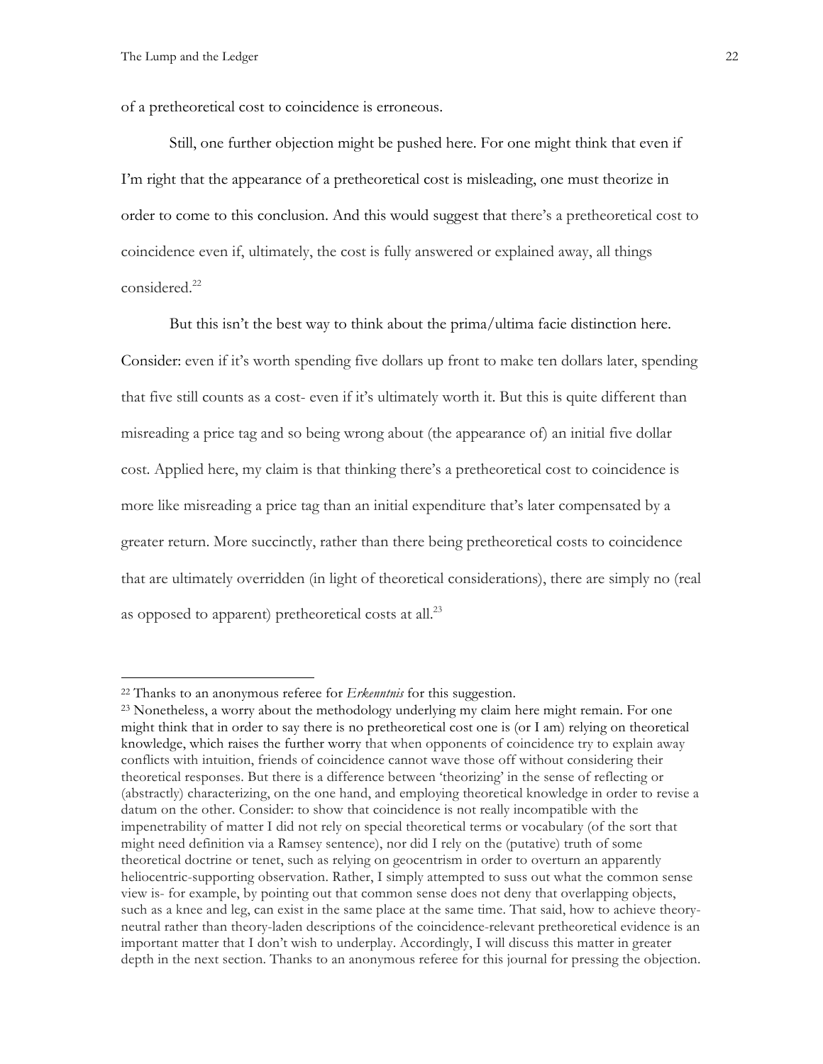of a pretheoretical cost to coincidence is erroneous.

Still, one further objection might be pushed here. For one might think that even if I'm right that the appearance of a pretheoretical cost is misleading, one must theorize in order to come to this conclusion. And this would suggest that there's a pretheoretical cost to coincidence even if, ultimately, the cost is fully answered or explained away, all things considered.[22]

But this isn't the best way to think about the prima/ultima facie distinction here. Consider: even if it's worth spending five dollars up front to make ten dollars later, spending that five still counts as a cost- even if it's ultimately worth it. But this is quite different than misreading a price tag and so being wrong about (the appearance of) an initial five dollar cost. Applied here, my claim is that thinking there's a pretheoretical cost to coincidence is more like misreading a price tag than an initial expenditure that's later compensated by a greater return. More succinctly, rather than there being pretheoretical costs to coincidence that are ultimately overridden (in light of theoretical considerations), there are simply no (real as opposed to apparent) pretheoretical costs at all.[23]

---

[22] Thanks to an anonymous referee for *Erkenntnis* for this suggestion.

[23] Nonetheless, a worry about the methodology underlying my claim here might remain. For one might think that in order to say there is no pretheoretical cost one is (or I am) relying on theoretical knowledge, which raises the further worry that when opponents of coincidence try to explain away conflicts with intuition, friends of coincidence cannot wave those off without considering their theoretical responses. But there is a difference between 'theorizing' in the sense of reflecting or (abstractly) characterizing, on the one hand, and employing theoretical knowledge in order to revise a datum on the other. Consider: to show that coincidence is not really incompatible with the impenetrability of matter I did not rely on special theoretical terms or vocabulary (of the sort that might need definition via a Ramsey sentence), nor did I rely on the (putative) truth of some theoretical doctrine or tenet, such as relying on geocentrism in order to overturn an apparently heliocentric-supporting observation. Rather, I simply attempted to suss out what the common sense view is- for example, by pointing out that common sense does not deny that overlapping objects, such as a knee and leg, can exist in the same place at the same time. That said, how to achieve theory-neutral rather than theory-laden descriptions of the coincidence-relevant pretheoretical evidence is an important matter that I don't wish to underplay. Accordingly, I will discuss this matter in greater depth in the next section. Thanks to an anonymous referee for this journal for pressing the objection.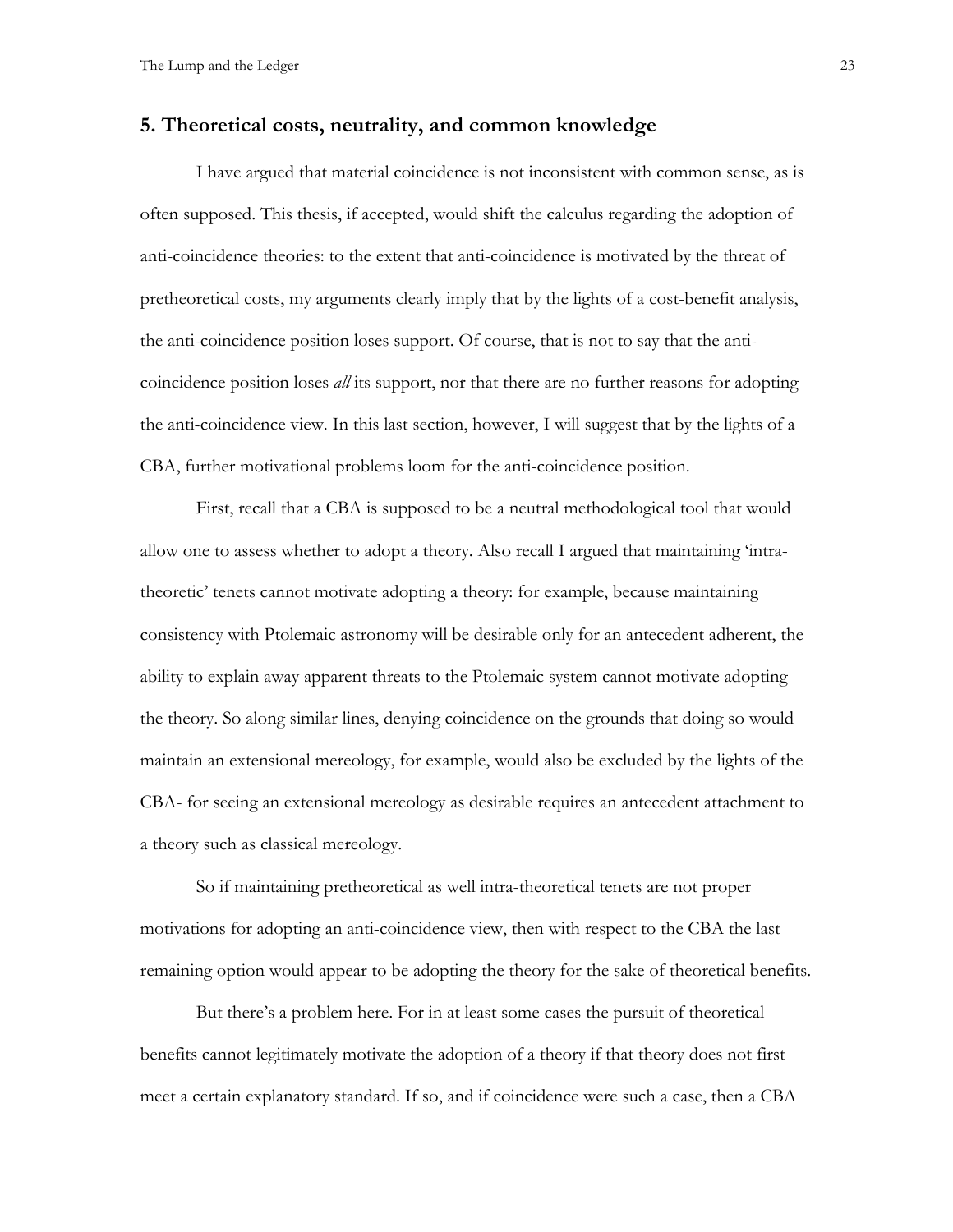## 5. Theoretical costs, neutrality, and common knowledge

I have argued that material coincidence is not inconsistent with common sense, as is often supposed. This thesis, if accepted, would shift the calculus regarding the adoption of anti-coincidence theories: to the extent that anti-coincidence is motivated by the threat of pretheoretical costs, my arguments clearly imply that by the lights of a cost-benefit analysis, the anti-coincidence position loses support. Of course, that is not to say that the anti-coincidence position loses *all* its support, nor that there are no further reasons for adopting the anti-coincidence view. In this last section, however, I will suggest that by the lights of a CBA, further motivational problems loom for the anti-coincidence position.

First, recall that a CBA is supposed to be a neutral methodological tool that would allow one to assess whether to adopt a theory. Also recall I argued that maintaining 'intra-theoretic' tenets cannot motivate adopting a theory: for example, because maintaining consistency with Ptolemaic astronomy will be desirable only for an antecedent adherent, the ability to explain away apparent threats to the Ptolemaic system cannot motivate adopting the theory. So along similar lines, denying coincidence on the grounds that doing so would maintain an extensional mereology, for example, would also be excluded by the lights of the CBA- for seeing an extensional mereology as desirable requires an antecedent attachment to a theory such as classical mereology.

So if maintaining pretheoretical as well intra-theoretical tenets are not proper motivations for adopting an anti-coincidence view, then with respect to the CBA the last remaining option would appear to be adopting the theory for the sake of theoretical benefits.

But there's a problem here. For in at least some cases the pursuit of theoretical benefits cannot legitimately motivate the adoption of a theory if that theory does not first meet a certain explanatory standard. If so, and if coincidence were such a case, then a CBA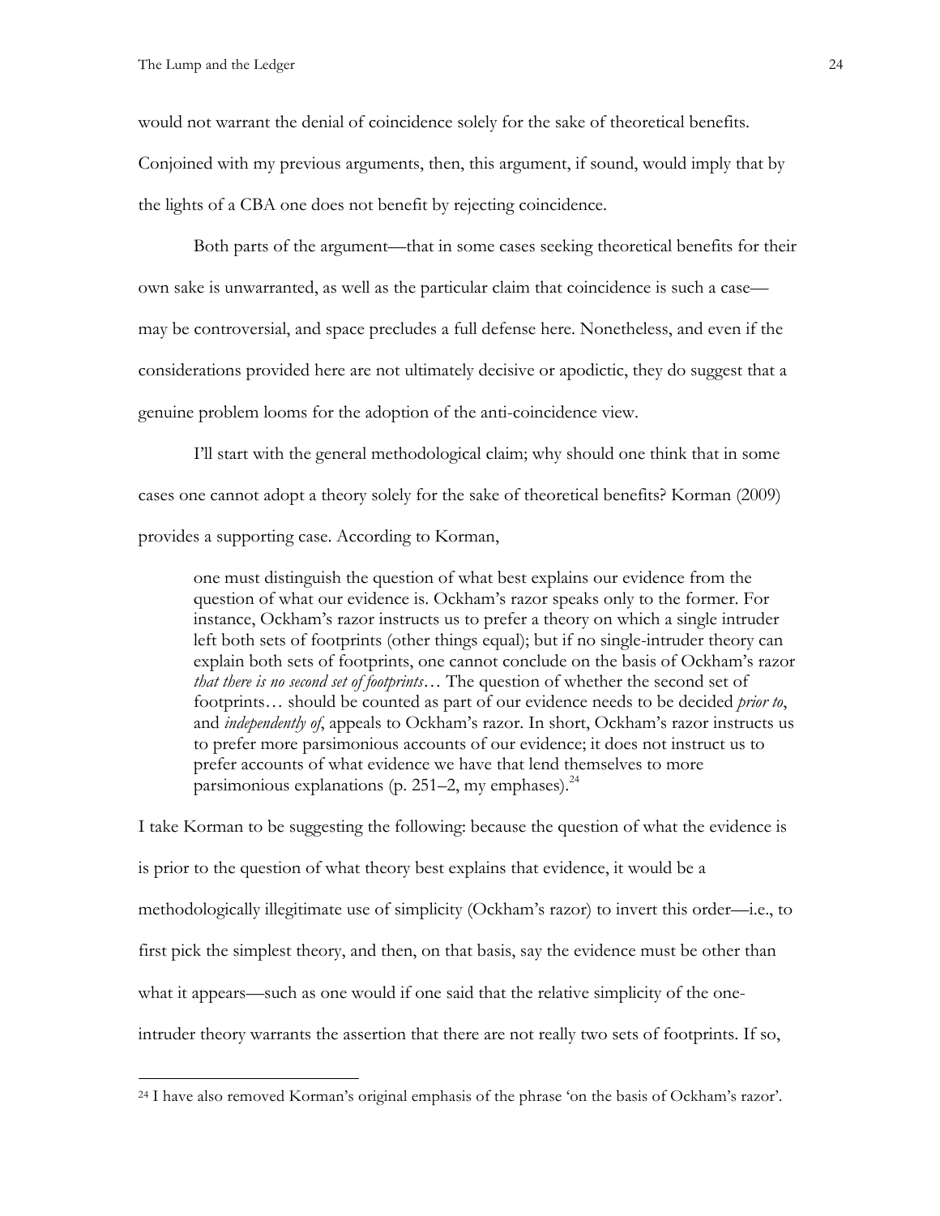would not warrant the denial of coincidence solely for the sake of theoretical benefits. Conjoined with my previous arguments, then, this argument, if sound, would imply that by the lights of a CBA one does not benefit by rejecting coincidence.

Both parts of the argument—that in some cases seeking theoretical benefits for their own sake is unwarranted, as well as the particular claim that coincidence is such a case—may be controversial, and space precludes a full defense here. Nonetheless, and even if the considerations provided here are not ultimately decisive or apodictic, they do suggest that a genuine problem looms for the adoption of the anti-coincidence view.

I'll start with the general methodological claim; why should one think that in some cases one cannot adopt a theory solely for the sake of theoretical benefits? Korman (2009) provides a supporting case. According to Korman,

> one must distinguish the question of what best explains our evidence from the question of what our evidence is. Ockham's razor speaks only to the former. For instance, Ockham's razor instructs us to prefer a theory on which a single intruder left both sets of footprints (other things equal); but if no single-intruder theory can explain both sets of footprints, one cannot conclude on the basis of Ockham's razor *that there is no second set of footprints*… The question of whether the second set of footprints… should be counted as part of our evidence needs to be decided *prior to*, and *independently of*, appeals to Ockham's razor. In short, Ockham's razor instructs us to prefer more parsimonious accounts of our evidence; it does not instruct us to prefer accounts of what evidence we have that lend themselves to more parsimonious explanations (p. 251–2, my emphases).[24]

I take Korman to be suggesting the following: because the question of what the evidence is is prior to the question of what theory best explains that evidence, it would be a methodologically illegitimate use of simplicity (Ockham's razor) to invert this order—i.e., to first pick the simplest theory, and then, on that basis, say the evidence must be other than what it appears—such as one would if one said that the relative simplicity of the one-intruder theory warrants the assertion that there are not really two sets of footprints. If so,

[24] I have also removed Korman's original emphasis of the phrase 'on the basis of Ockham's razor'.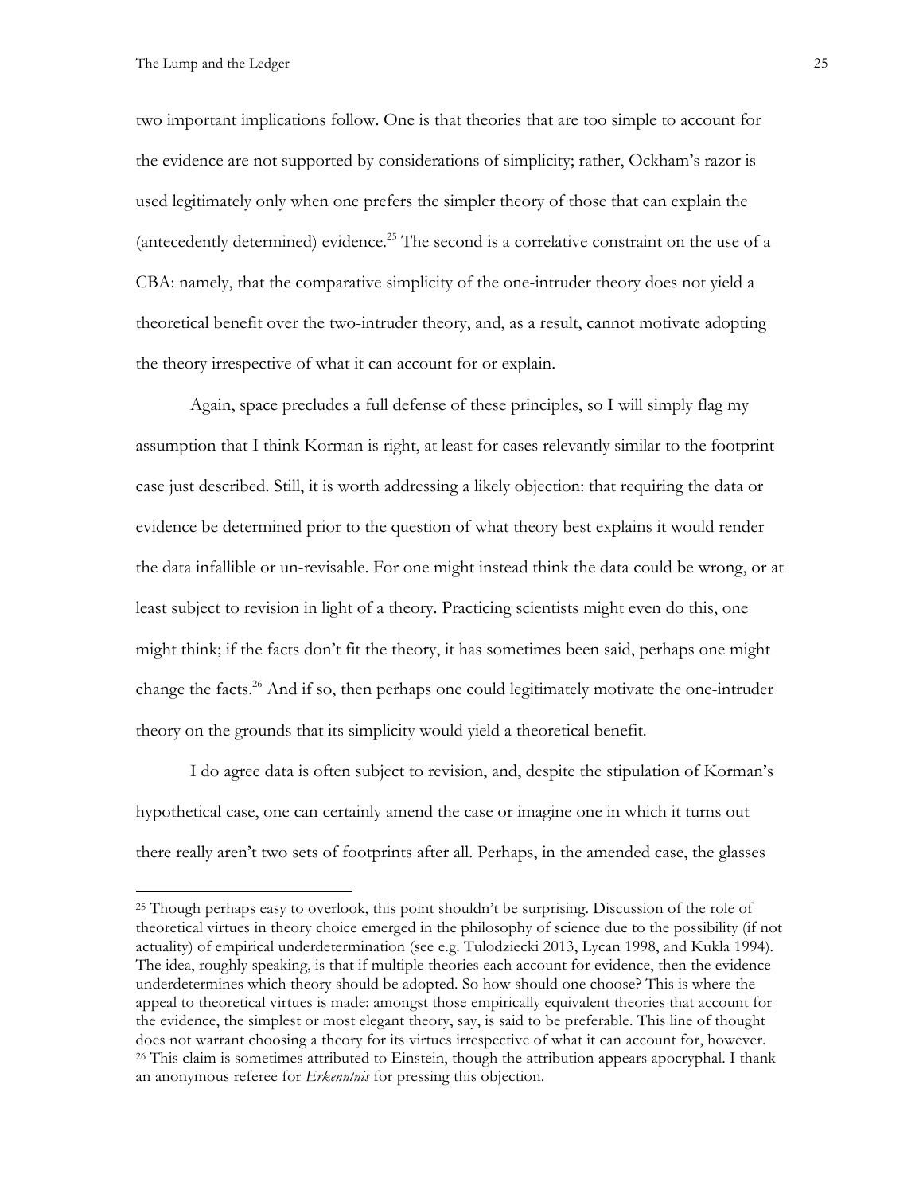two important implications follow. One is that theories that are too simple to account for the evidence are not supported by considerations of simplicity; rather, Ockham's razor is used legitimately only when one prefers the simpler theory of those that can explain the (antecedently determined) evidence.[25] The second is a correlative constraint on the use of a CBA: namely, that the comparative simplicity of the one-intruder theory does not yield a theoretical benefit over the two-intruder theory, and, as a result, cannot motivate adopting the theory irrespective of what it can account for or explain.

Again, space precludes a full defense of these principles, so I will simply flag my assumption that I think Korman is right, at least for cases relevantly similar to the footprint case just described. Still, it is worth addressing a likely objection: that requiring the data or evidence be determined prior to the question of what theory best explains it would render the data infallible or un-revisable. For one might instead think the data could be wrong, or at least subject to revision in light of a theory. Practicing scientists might even do this, one might think; if the facts don't fit the theory, it has sometimes been said, perhaps one might change the facts.[26] And if so, then perhaps one could legitimately motivate the one-intruder theory on the grounds that its simplicity would yield a theoretical benefit.

I do agree data is often subject to revision, and, despite the stipulation of Korman's hypothetical case, one can certainly amend the case or imagine one in which it turns out there really aren't two sets of footprints after all. Perhaps, in the amended case, the glasses

---

[25] Though perhaps easy to overlook, this point shouldn't be surprising. Discussion of the role of theoretical virtues in theory choice emerged in the philosophy of science due to the possibility (if not actuality) of empirical underdetermination (see e.g. Tulodziecki 2013, Lycan 1998, and Kukla 1994). The idea, roughly speaking, is that if multiple theories each account for evidence, then the evidence underdetermines which theory should be adopted. So how should one choose? This is where the appeal to theoretical virtues is made: amongst those empirically equivalent theories that account for the evidence, the simplest or most elegant theory, say, is said to be preferable. This line of thought does not warrant choosing a theory for its virtues irrespective of what it can account for, however.

[26] This claim is sometimes attributed to Einstein, though the attribution appears apocryphal. I thank an anonymous referee for *Erkenntnis* for pressing this objection.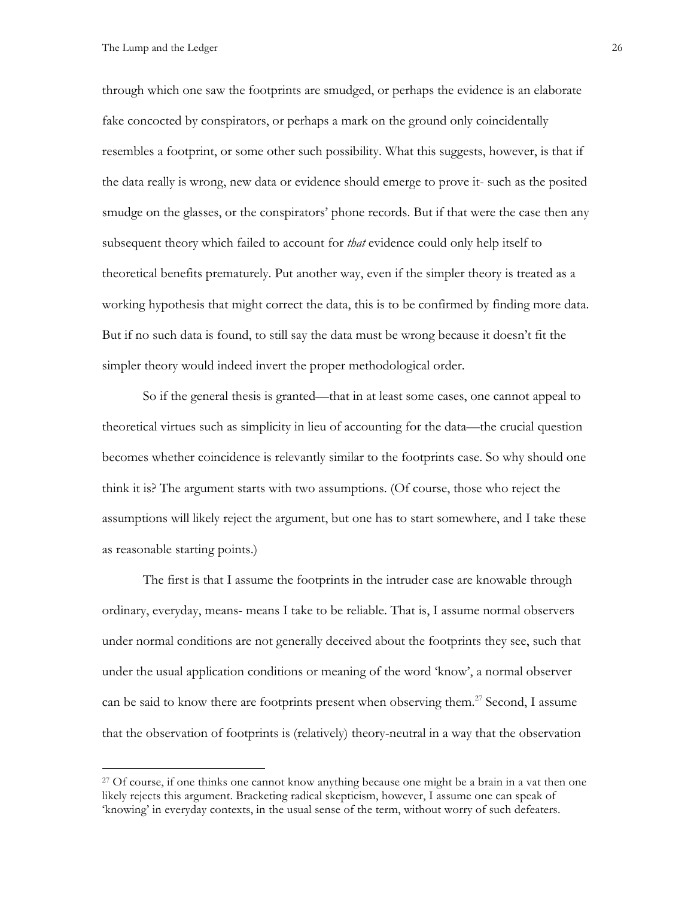through which one saw the footprints are smudged, or perhaps the evidence is an elaborate fake concocted by conspirators, or perhaps a mark on the ground only coincidentally resembles a footprint, or some other such possibility. What this suggests, however, is that if the data really is wrong, new data or evidence should emerge to prove it- such as the posited smudge on the glasses, or the conspirators' phone records. But if that were the case then any subsequent theory which failed to account for *that* evidence could only help itself to theoretical benefits prematurely. Put another way, even if the simpler theory is treated as a working hypothesis that might correct the data, this is to be confirmed by finding more data. But if no such data is found, to still say the data must be wrong because it doesn't fit the simpler theory would indeed invert the proper methodological order.

So if the general thesis is granted—that in at least some cases, one cannot appeal to theoretical virtues such as simplicity in lieu of accounting for the data—the crucial question becomes whether coincidence is relevantly similar to the footprints case. So why should one think it is? The argument starts with two assumptions. (Of course, those who reject the assumptions will likely reject the argument, but one has to start somewhere, and I take these as reasonable starting points.)

The first is that I assume the footprints in the intruder case are knowable through ordinary, everyday, means- means I take to be reliable. That is, I assume normal observers under normal conditions are not generally deceived about the footprints they see, such that under the usual application conditions or meaning of the word 'know', a normal observer can be said to know there are footprints present when observing them.[27] Second, I assume that the observation of footprints is (relatively) theory-neutral in a way that the observation

[27] Of course, if one thinks one cannot know anything because one might be a brain in a vat then one likely rejects this argument. Bracketing radical skepticism, however, I assume one can speak of 'knowing' in everyday contexts, in the usual sense of the term, without worry of such defeaters.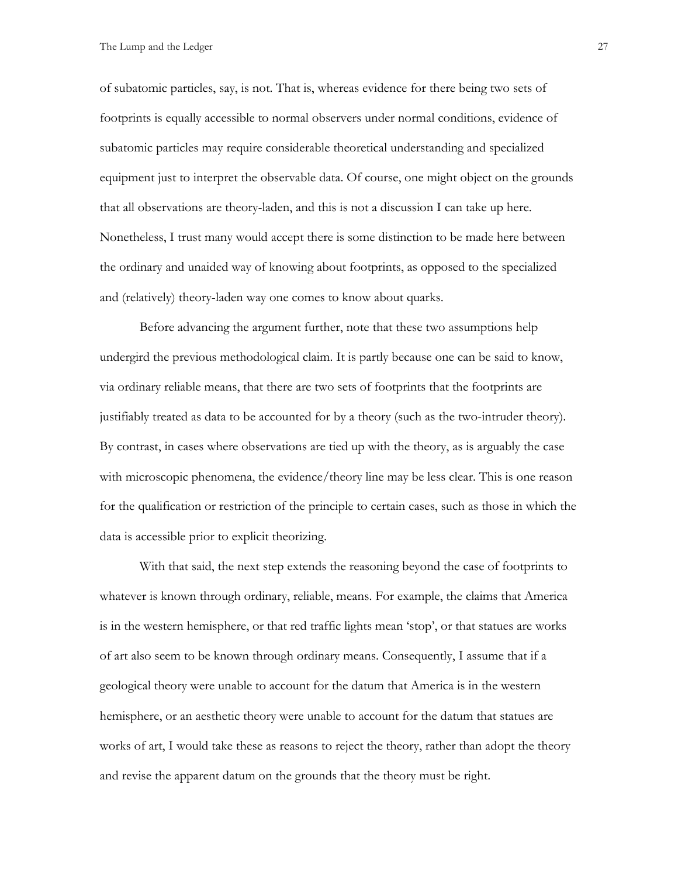of subatomic particles, say, is not. That is, whereas evidence for there being two sets of footprints is equally accessible to normal observers under normal conditions, evidence of subatomic particles may require considerable theoretical understanding and specialized equipment just to interpret the observable data. Of course, one might object on the grounds that all observations are theory-laden, and this is not a discussion I can take up here. Nonetheless, I trust many would accept there is some distinction to be made here between the ordinary and unaided way of knowing about footprints, as opposed to the specialized and (relatively) theory-laden way one comes to know about quarks.

Before advancing the argument further, note that these two assumptions help undergird the previous methodological claim. It is partly because one can be said to know, via ordinary reliable means, that there are two sets of footprints that the footprints are justifiably treated as data to be accounted for by a theory (such as the two-intruder theory). By contrast, in cases where observations are tied up with the theory, as is arguably the case with microscopic phenomena, the evidence/theory line may be less clear. This is one reason for the qualification or restriction of the principle to certain cases, such as those in which the data is accessible prior to explicit theorizing.

With that said, the next step extends the reasoning beyond the case of footprints to whatever is known through ordinary, reliable, means. For example, the claims that America is in the western hemisphere, or that red traffic lights mean 'stop', or that statues are works of art also seem to be known through ordinary means. Consequently, I assume that if a geological theory were unable to account for the datum that America is in the western hemisphere, or an aesthetic theory were unable to account for the datum that statues are works of art, I would take these as reasons to reject the theory, rather than adopt the theory and revise the apparent datum on the grounds that the theory must be right.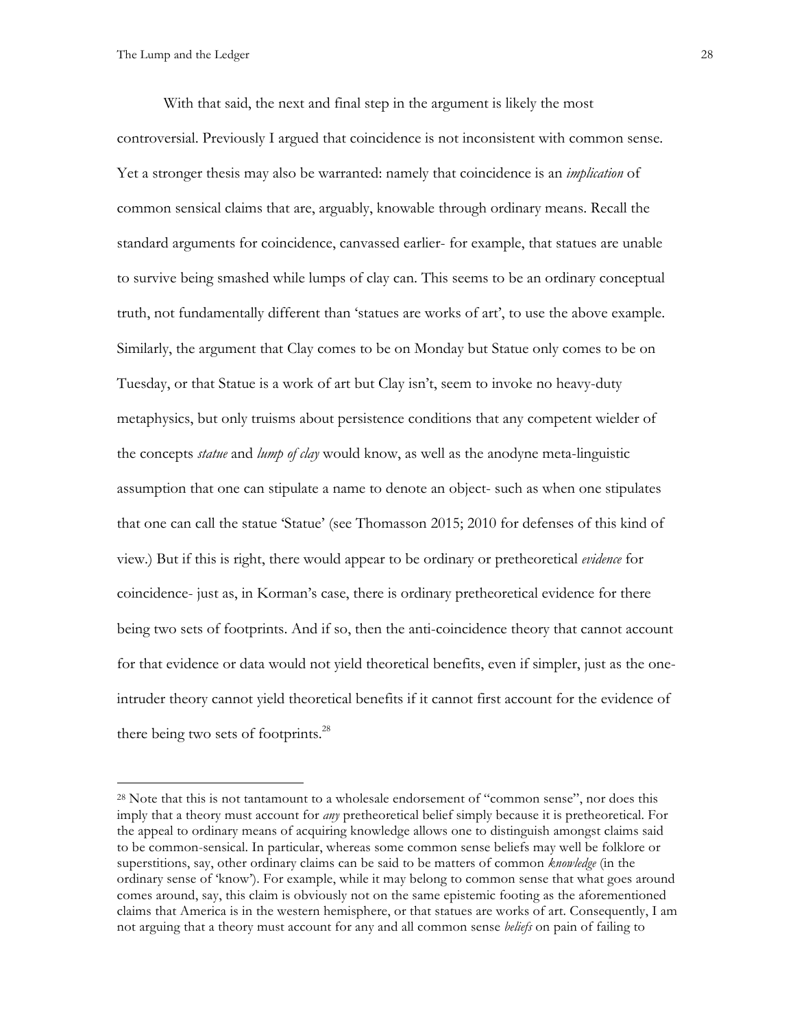With that said, the next and final step in the argument is likely the most controversial. Previously I argued that coincidence is not inconsistent with common sense. Yet a stronger thesis may also be warranted: namely that coincidence is an *implication* of common sensical claims that are, arguably, knowable through ordinary means. Recall the standard arguments for coincidence, canvassed earlier- for example, that statues are unable to survive being smashed while lumps of clay can. This seems to be an ordinary conceptual truth, not fundamentally different than 'statues are works of art', to use the above example. Similarly, the argument that Clay comes to be on Monday but Statue only comes to be on Tuesday, or that Statue is a work of art but Clay isn't, seem to invoke no heavy-duty metaphysics, but only truisms about persistence conditions that any competent wielder of the concepts *statue* and *lump of clay* would know, as well as the anodyne meta-linguistic assumption that one can stipulate a name to denote an object- such as when one stipulates that one can call the statue 'Statue' (see Thomasson 2015; 2010 for defenses of this kind of view.) But if this is right, there would appear to be ordinary or pretheoretical *evidence* for coincidence- just as, in Korman's case, there is ordinary pretheoretical evidence for there being two sets of footprints. And if so, then the anti-coincidence theory that cannot account for that evidence or data would not yield theoretical benefits, even if simpler, just as the one-intruder theory cannot yield theoretical benefits if it cannot first account for the evidence of there being two sets of footprints.[28]

[28] Note that this is not tantamount to a wholesale endorsement of "common sense", nor does this imply that a theory must account for *any* pretheoretical belief simply because it is pretheoretical. For the appeal to ordinary means of acquiring knowledge allows one to distinguish amongst claims said to be common-sensical. In particular, whereas some common sense beliefs may well be folklore or superstitions, say, other ordinary claims can be said to be matters of common *knowledge* (in the ordinary sense of 'know'). For example, while it may belong to common sense that what goes around comes around, say, this claim is obviously not on the same epistemic footing as the aforementioned claims that America is in the western hemisphere, or that statues are works of art. Consequently, I am not arguing that a theory must account for any and all common sense *beliefs* on pain of failing to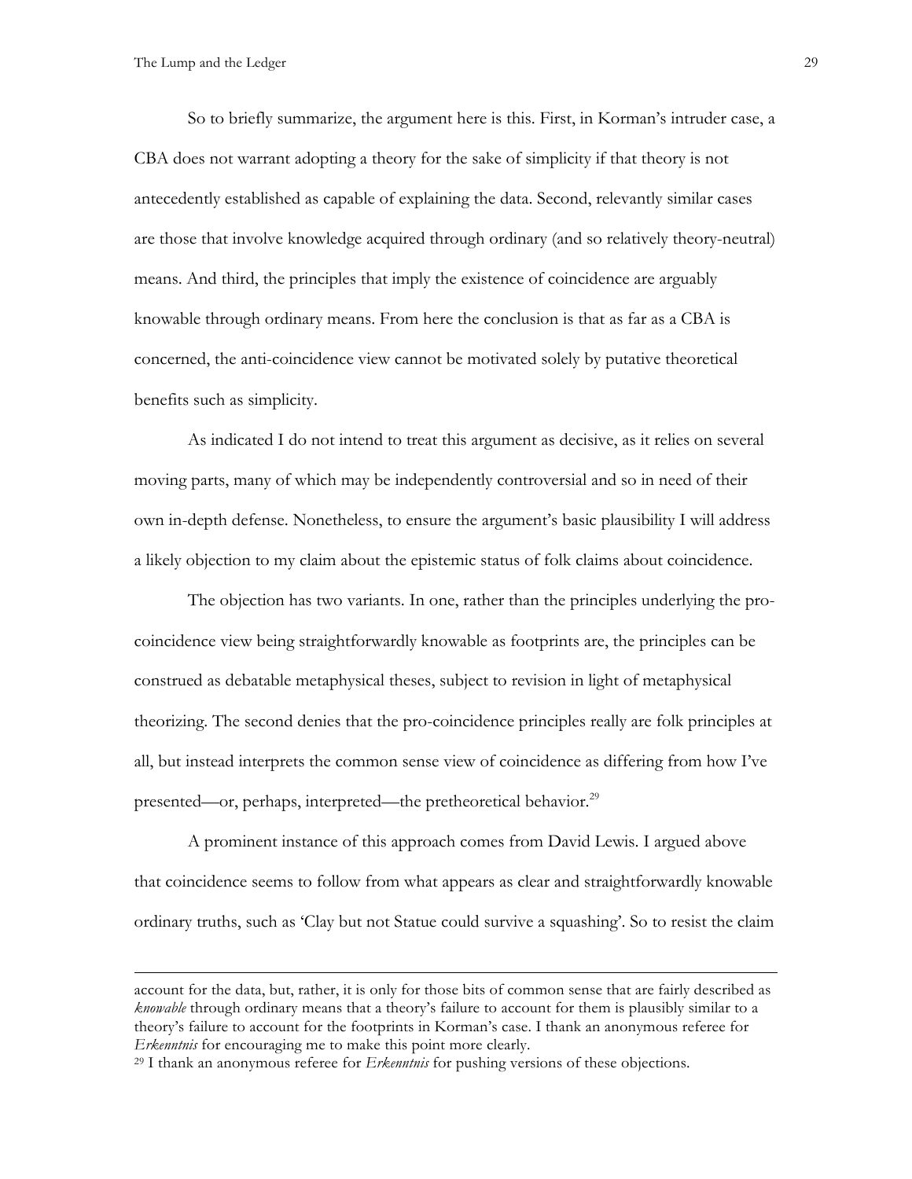So to briefly summarize, the argument here is this. First, in Korman's intruder case, a CBA does not warrant adopting a theory for the sake of simplicity if that theory is not antecedently established as capable of explaining the data. Second, relevantly similar cases are those that involve knowledge acquired through ordinary (and so relatively theory-neutral) means. And third, the principles that imply the existence of coincidence are arguably knowable through ordinary means. From here the conclusion is that as far as a CBA is concerned, the anti-coincidence view cannot be motivated solely by putative theoretical benefits such as simplicity.

As indicated I do not intend to treat this argument as decisive, as it relies on several moving parts, many of which may be independently controversial and so in need of their own in-depth defense. Nonetheless, to ensure the argument's basic plausibility I will address a likely objection to my claim about the epistemic status of folk claims about coincidence.

The objection has two variants. In one, rather than the principles underlying the pro-coincidence view being straightforwardly knowable as footprints are, the principles can be construed as debatable metaphysical theses, subject to revision in light of metaphysical theorizing. The second denies that the pro-coincidence principles really are folk principles at all, but instead interprets the common sense view of coincidence as differing from how I've presented—or, perhaps, interpreted—the pretheoretical behavior.[29]

A prominent instance of this approach comes from David Lewis. I argued above that coincidence seems to follow from what appears as clear and straightforwardly knowable ordinary truths, such as 'Clay but not Statue could survive a squashing'. So to resist the claim

---

account for the data, but, rather, it is only for those bits of common sense that are fairly described as *knowable* through ordinary means that a theory's failure to account for them is plausibly similar to a theory's failure to account for the footprints in Korman's case. I thank an anonymous referee for *Erkenntnis* for encouraging me to make this point more clearly.

[29] I thank an anonymous referee for *Erkenntnis* for pushing versions of these objections.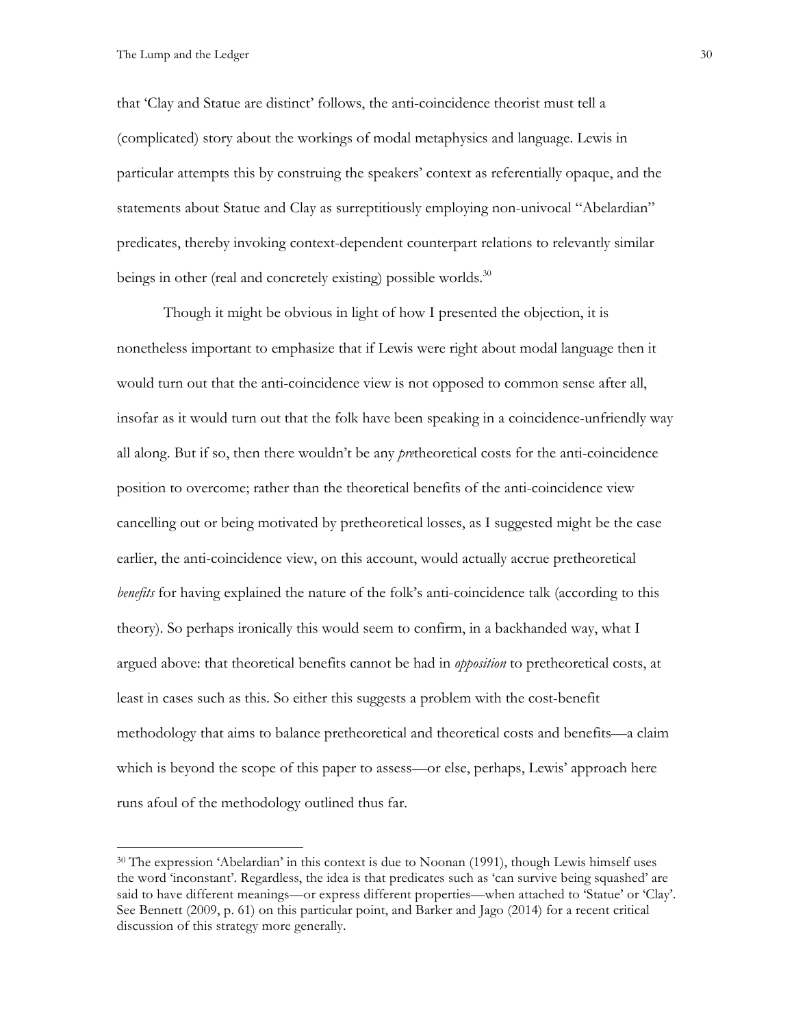that 'Clay and Statue are distinct' follows, the anti-coincidence theorist must tell a (complicated) story about the workings of modal metaphysics and language. Lewis in particular attempts this by construing the speakers' context as referentially opaque, and the statements about Statue and Clay as surreptitiously employing non-univocal "Abelardian" predicates, thereby invoking context-dependent counterpart relations to relevantly similar beings in other (real and concretely existing) possible worlds.[30]

Though it might be obvious in light of how I presented the objection, it is nonetheless important to emphasize that if Lewis were right about modal language then it would turn out that the anti-coincidence view is not opposed to common sense after all, insofar as it would turn out that the folk have been speaking in a coincidence-unfriendly way all along. But if so, then there wouldn't be any *pre*theoretical costs for the anti-coincidence position to overcome; rather than the theoretical benefits of the anti-coincidence view cancelling out or being motivated by pretheoretical losses, as I suggested might be the case earlier, the anti-coincidence view, on this account, would actually accrue pretheoretical *benefits* for having explained the nature of the folk's anti-coincidence talk (according to this theory). So perhaps ironically this would seem to confirm, in a backhanded way, what I argued above: that theoretical benefits cannot be had in *opposition* to pretheoretical costs, at least in cases such as this. So either this suggests a problem with the cost-benefit methodology that aims to balance pretheoretical and theoretical costs and benefits—a claim which is beyond the scope of this paper to assess—or else, perhaps, Lewis' approach here runs afoul of the methodology outlined thus far.

---

[30] The expression 'Abelardian' in this context is due to Noonan (1991), though Lewis himself uses the word 'inconstant'. Regardless, the idea is that predicates such as 'can survive being squashed' are said to have different meanings—or express different properties—when attached to 'Statue' or 'Clay'. See Bennett (2009, p. 61) on this particular point, and Barker and Jago (2014) for a recent critical discussion of this strategy more generally.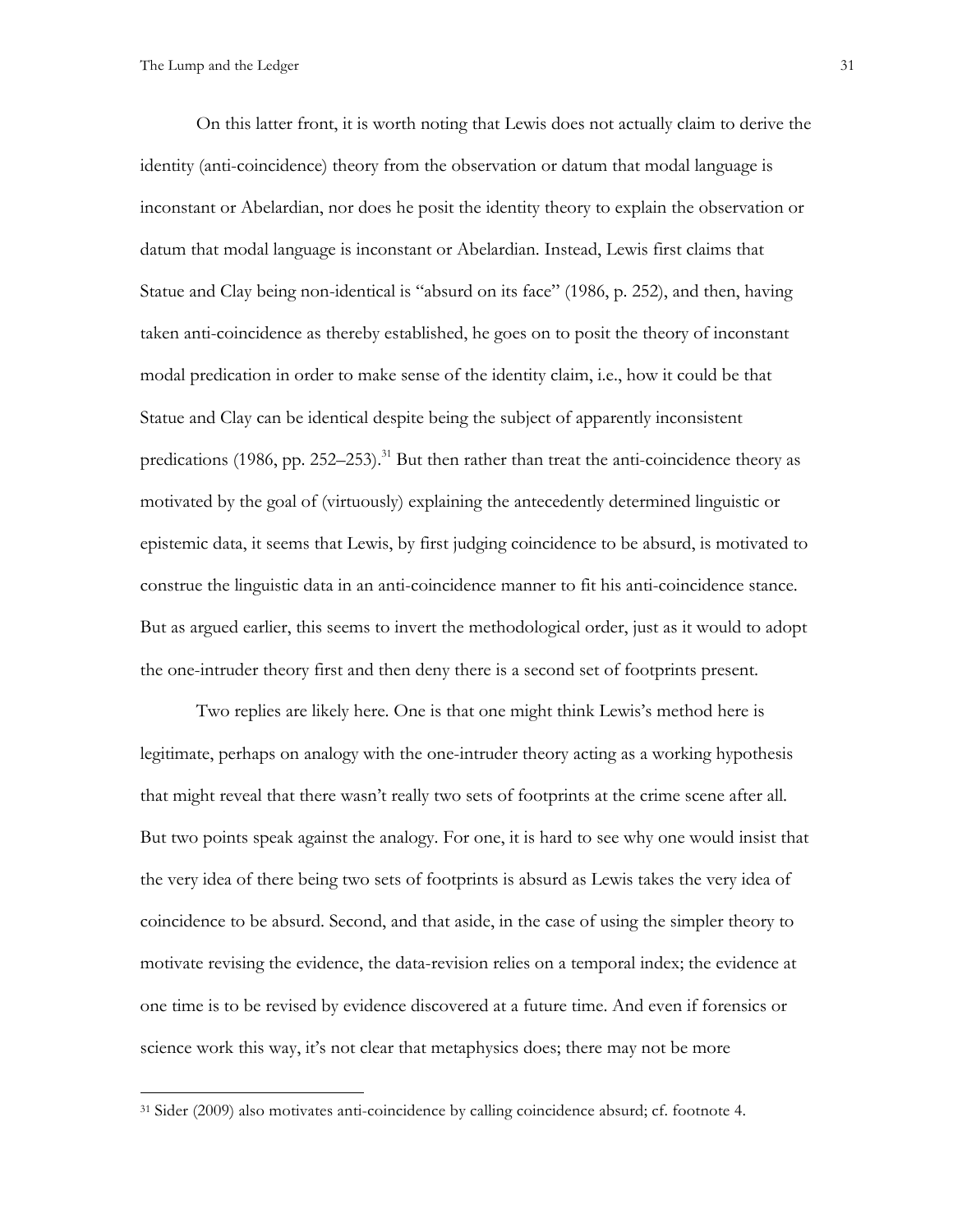On this latter front, it is worth noting that Lewis does not actually claim to derive the identity (anti-coincidence) theory from the observation or datum that modal language is inconstant or Abelardian, nor does he posit the identity theory to explain the observation or datum that modal language is inconstant or Abelardian. Instead, Lewis first claims that Statue and Clay being non-identical is "absurd on its face" (1986, p. 252), and then, having taken anti-coincidence as thereby established, he goes on to posit the theory of inconstant modal predication in order to make sense of the identity claim, i.e., how it could be that Statue and Clay can be identical despite being the subject of apparently inconsistent predications (1986, pp. 252–253).[31] But then rather than treat the anti-coincidence theory as motivated by the goal of (virtuously) explaining the antecedently determined linguistic or epistemic data, it seems that Lewis, by first judging coincidence to be absurd, is motivated to construe the linguistic data in an anti-coincidence manner to fit his anti-coincidence stance. But as argued earlier, this seems to invert the methodological order, just as it would to adopt the one-intruder theory first and then deny there is a second set of footprints present.

Two replies are likely here. One is that one might think Lewis's method here is legitimate, perhaps on analogy with the one-intruder theory acting as a working hypothesis that might reveal that there wasn't really two sets of footprints at the crime scene after all. But two points speak against the analogy. For one, it is hard to see why one would insist that the very idea of there being two sets of footprints is absurd as Lewis takes the very idea of coincidence to be absurd. Second, and that aside, in the case of using the simpler theory to motivate revising the evidence, the data-revision relies on a temporal index; the evidence at one time is to be revised by evidence discovered at a future time. And even if forensics or science work this way, it's not clear that metaphysics does; there may not be more

[31] Sider (2009) also motivates anti-coincidence by calling coincidence absurd; cf. footnote 4.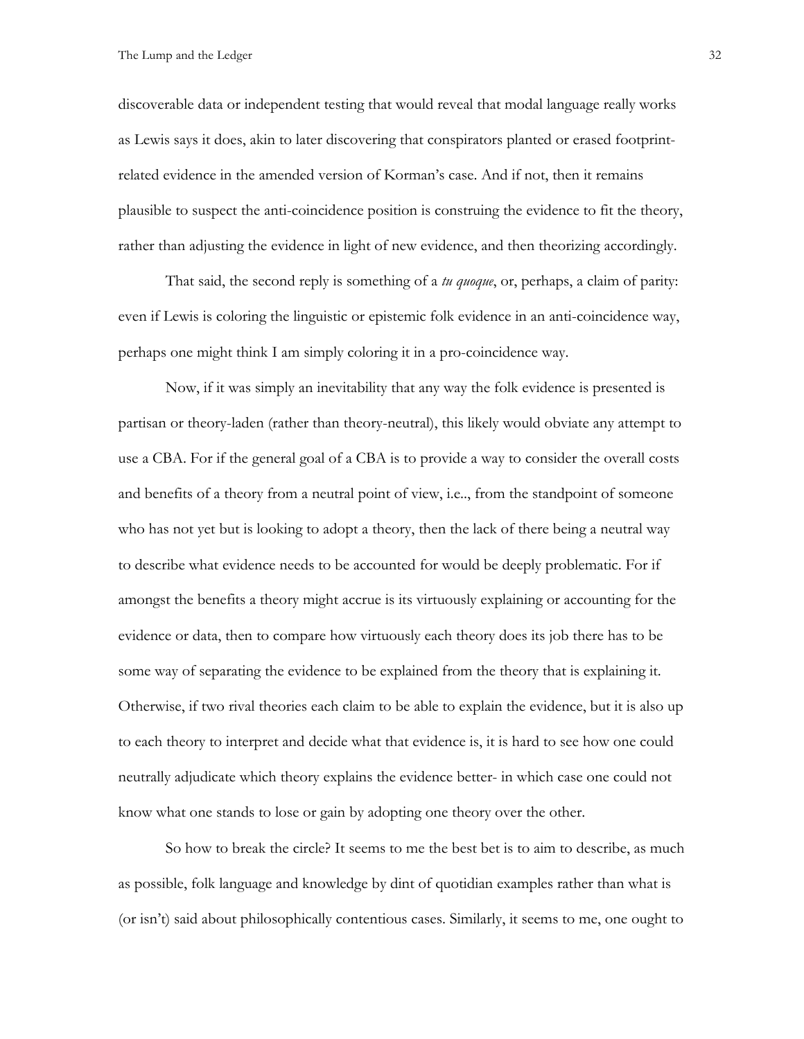discoverable data or independent testing that would reveal that modal language really works as Lewis says it does, akin to later discovering that conspirators planted or erased footprint-related evidence in the amended version of Korman's case. And if not, then it remains plausible to suspect the anti-coincidence position is construing the evidence to fit the theory, rather than adjusting the evidence in light of new evidence, and then theorizing accordingly.

That said, the second reply is something of a *tu quoque*, or, perhaps, a claim of parity: even if Lewis is coloring the linguistic or epistemic folk evidence in an anti-coincidence way, perhaps one might think I am simply coloring it in a pro-coincidence way.

Now, if it was simply an inevitability that any way the folk evidence is presented is partisan or theory-laden (rather than theory-neutral), this likely would obviate any attempt to use a CBA. For if the general goal of a CBA is to provide a way to consider the overall costs and benefits of a theory from a neutral point of view, i.e.., from the standpoint of someone who has not yet but is looking to adopt a theory, then the lack of there being a neutral way to describe what evidence needs to be accounted for would be deeply problematic. For if amongst the benefits a theory might accrue is its virtuously explaining or accounting for the evidence or data, then to compare how virtuously each theory does its job there has to be some way of separating the evidence to be explained from the theory that is explaining it. Otherwise, if two rival theories each claim to be able to explain the evidence, but it is also up to each theory to interpret and decide what that evidence is, it is hard to see how one could neutrally adjudicate which theory explains the evidence better- in which case one could not know what one stands to lose or gain by adopting one theory over the other.

So how to break the circle? It seems to me the best bet is to aim to describe, as much as possible, folk language and knowledge by dint of quotidian examples rather than what is (or isn't) said about philosophically contentious cases. Similarly, it seems to me, one ought to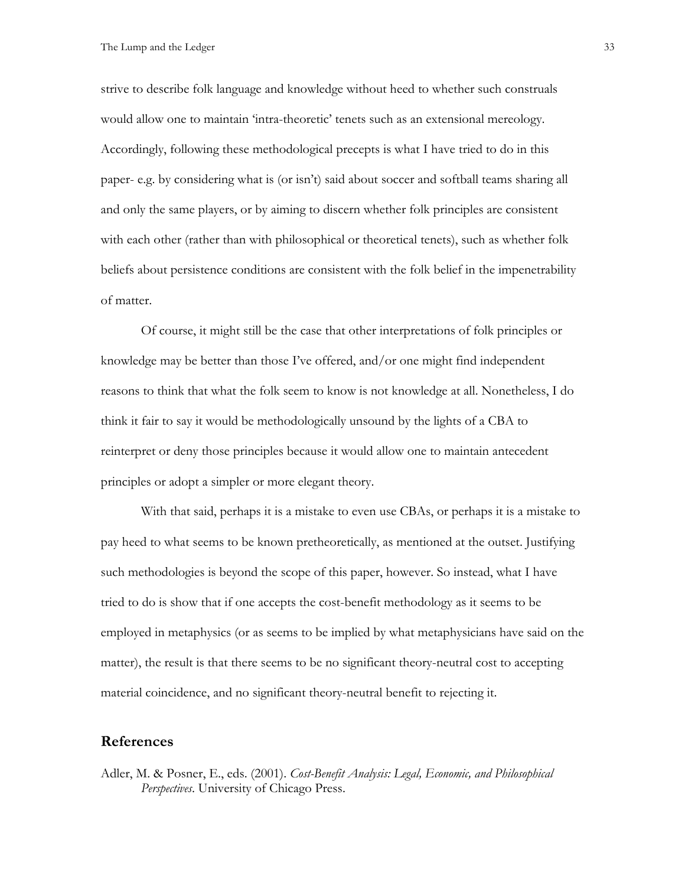strive to describe folk language and knowledge without heed to whether such construals would allow one to maintain 'intra-theoretic' tenets such as an extensional mereology. Accordingly, following these methodological precepts is what I have tried to do in this paper- e.g. by considering what is (or isn't) said about soccer and softball teams sharing all and only the same players, or by aiming to discern whether folk principles are consistent with each other (rather than with philosophical or theoretical tenets), such as whether folk beliefs about persistence conditions are consistent with the folk belief in the impenetrability of matter.

Of course, it might still be the case that other interpretations of folk principles or knowledge may be better than those I've offered, and/or one might find independent reasons to think that what the folk seem to know is not knowledge at all. Nonetheless, I do think it fair to say it would be methodologically unsound by the lights of a CBA to reinterpret or deny those principles because it would allow one to maintain antecedent principles or adopt a simpler or more elegant theory.

With that said, perhaps it is a mistake to even use CBAs, or perhaps it is a mistake to pay heed to what seems to be known pretheoretically, as mentioned at the outset. Justifying such methodologies is beyond the scope of this paper, however. So instead, what I have tried to do is show that if one accepts the cost-benefit methodology as it seems to be employed in metaphysics (or as seems to be implied by what metaphysicians have said on the matter), the result is that there seems to be no significant theory-neutral cost to accepting material coincidence, and no significant theory-neutral benefit to rejecting it.

## References

Adler, M. & Posner, E., eds. (2001). *Cost-Benefit Analysis: Legal, Economic, and Philosophical Perspectives*. University of Chicago Press.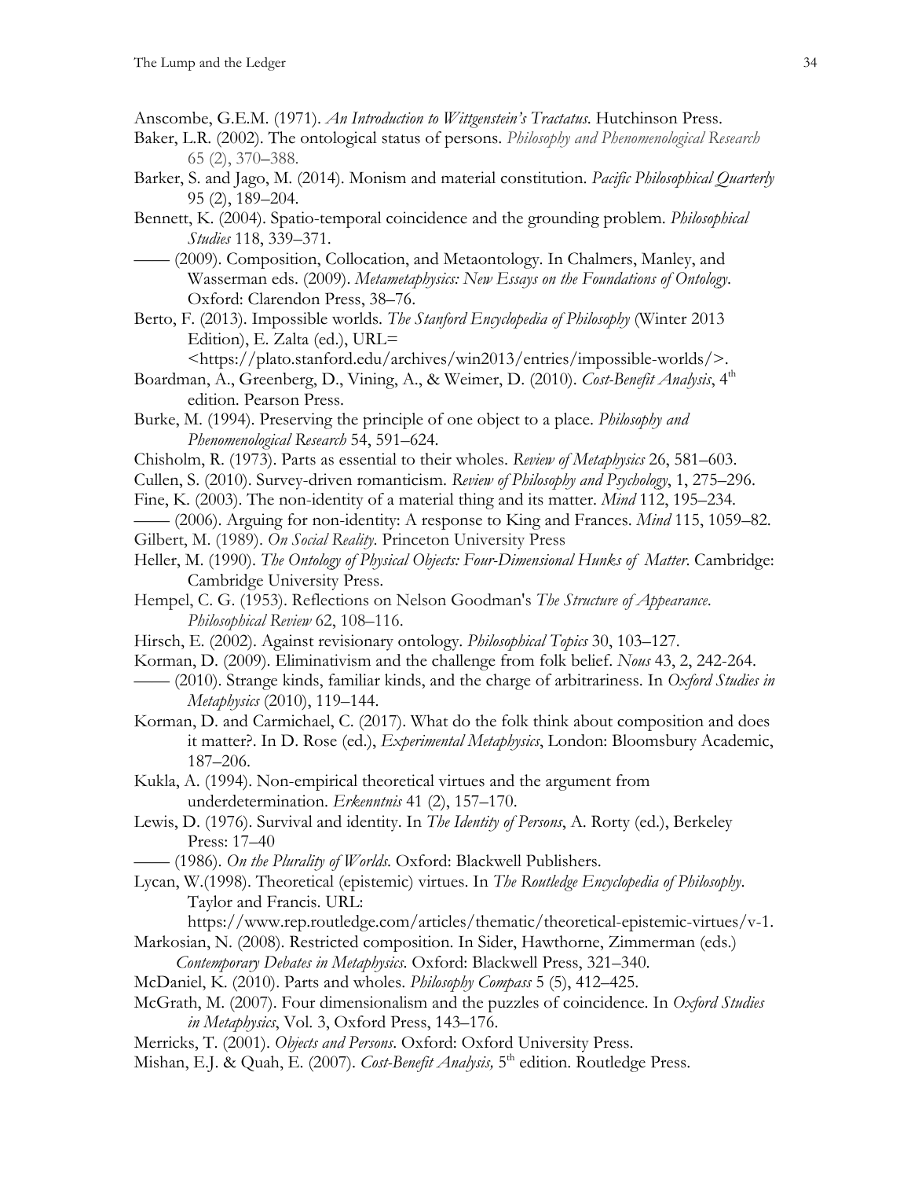Anscombe, G.E.M. (1971). *An Introduction to Wittgenstein's Tractatus*. Hutchinson Press.

Baker, L.R. (2002). The ontological status of persons. *Philosophy and Phenomenological Research* 65 (2), 370–388.

Barker, S. and Jago, M. (2014). Monism and material constitution. *Pacific Philosophical Quarterly* 95 (2), 189–204.

Bennett, K. (2004). Spatio-temporal coincidence and the grounding problem. *Philosophical Studies* 118, 339–371.

—— (2009). Composition, Collocation, and Metaontology. In Chalmers, Manley, and Wasserman eds. (2009). *Metametaphysics: New Essays on the Foundations of Ontology*. Oxford: Clarendon Press, 38–76.

Berto, F. (2013). Impossible worlds. *The Stanford Encyclopedia of Philosophy* (Winter 2013 Edition), E. Zalta (ed.), URL= <https://plato.stanford.edu/archives/win2013/entries/impossible-worlds/>.

Boardman, A., Greenberg, D., Vining, A., & Weimer, D. (2010). *Cost-Benefit Analysis*, 4th edition. Pearson Press.

Burke, M. (1994). Preserving the principle of one object to a place. *Philosophy and Phenomenological Research* 54, 591–624.

Chisholm, R. (1973). Parts as essential to their wholes. *Review of Metaphysics* 26, 581–603.

Cullen, S. (2010). Survey-driven romanticism. *Review of Philosophy and Psychology*, 1, 275–296.

Fine, K. (2003). The non-identity of a material thing and its matter. *Mind* 112, 195–234.

—— (2006). Arguing for non-identity: A response to King and Frances. *Mind* 115, 1059–82.

Gilbert, M. (1989). *On Social Reality*. Princeton University Press

Heller, M. (1990). *The Ontology of Physical Objects: Four-Dimensional Hunks of Matter*. Cambridge: Cambridge University Press.

Hempel, C. G. (1953). Reflections on Nelson Goodman's *The Structure of Appearance*. *Philosophical Review* 62, 108–116.

Hirsch, E. (2002). Against revisionary ontology. *Philosophical Topics* 30, 103–127.

Korman, D. (2009). Eliminativism and the challenge from folk belief. *Nous* 43, 2, 242-264.

—— (2010). Strange kinds, familiar kinds, and the charge of arbitrariness. In *Oxford Studies in Metaphysics* (2010), 119–144.

Korman, D. and Carmichael, C. (2017). What do the folk think about composition and does it matter?. In D. Rose (ed.), *Experimental Metaphysics*, London: Bloomsbury Academic, 187–206.

Kukla, A. (1994). Non-empirical theoretical virtues and the argument from underdetermination. *Erkenntnis* 41 (2), 157–170.

Lewis, D. (1976). Survival and identity. In *The Identity of Persons*, A. Rorty (ed.), Berkeley Press: 17–40

—— (1986). *On the Plurality of Worlds*. Oxford: Blackwell Publishers.

Lycan, W.(1998). Theoretical (epistemic) virtues. In *The Routledge Encyclopedia of Philosophy*. Taylor and Francis. URL: https://www.rep.routledge.com/articles/thematic/theoretical-epistemic-virtues/v-1.

Markosian, N. (2008). Restricted composition. In Sider, Hawthorne, Zimmerman (eds.) *Contemporary Debates in Metaphysics*. Oxford: Blackwell Press, 321–340.

McDaniel, K. (2010). Parts and wholes. *Philosophy Compass* 5 (5), 412–425.

McGrath, M. (2007). Four dimensionalism and the puzzles of coincidence. In *Oxford Studies in Metaphysics*, Vol. 3, Oxford Press, 143–176.

Merricks, T. (2001). *Objects and Persons*. Oxford: Oxford University Press.

Mishan, E.J. & Quah, E. (2007). *Cost-Benefit Analysis,* 5th edition. Routledge Press.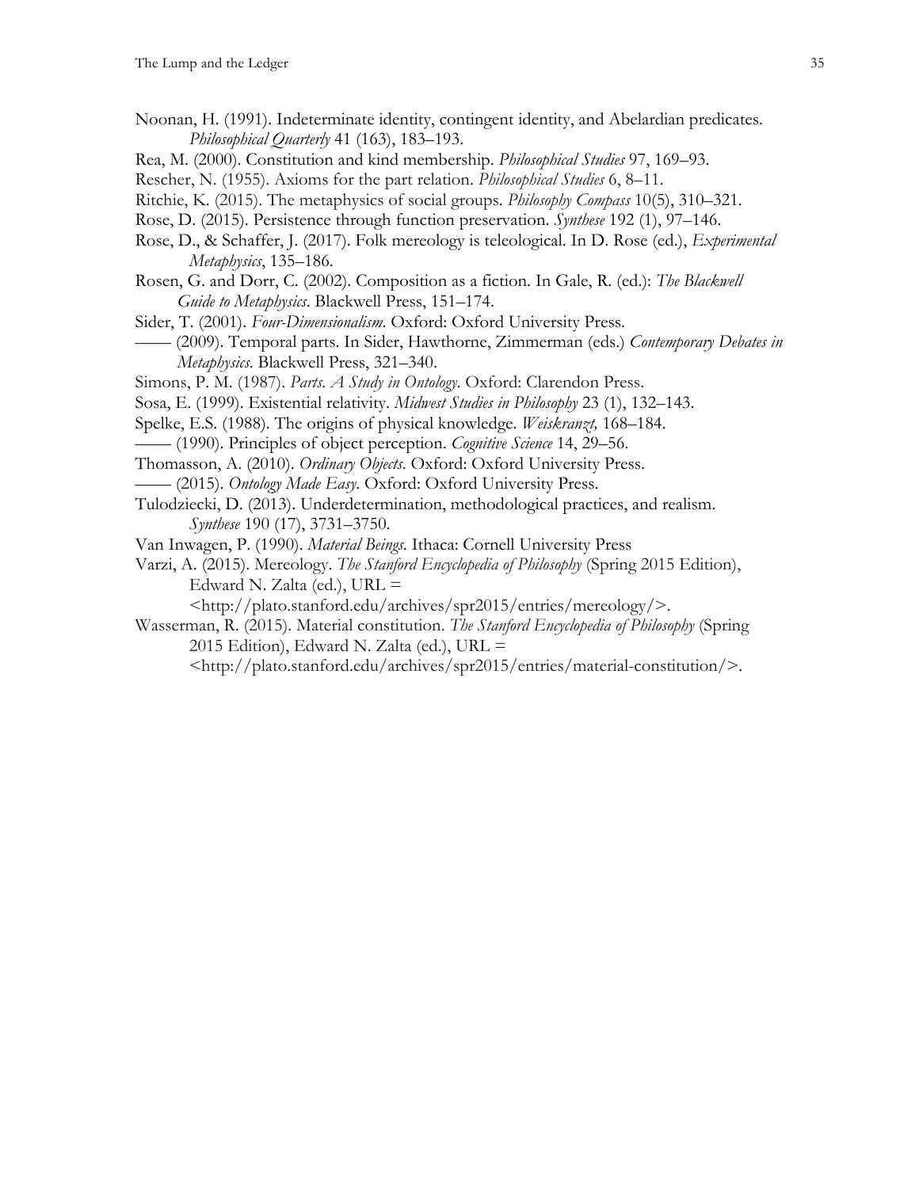Noonan, H. (1991). Indeterminate identity, contingent identity, and Abelardian predicates. *Philosophical Quarterly* 41 (163), 183–193.

Rea, M. (2000). Constitution and kind membership. *Philosophical Studies* 97, 169–93.

Rescher, N. (1955). Axioms for the part relation. *Philosophical Studies* 6, 8–11.

Ritchie, K. (2015). The metaphysics of social groups. *Philosophy Compass* 10(5), 310–321.

Rose, D. (2015). Persistence through function preservation. *Synthese* 192 (1), 97–146.

Rose, D., & Schaffer, J. (2017). Folk mereology is teleological. In D. Rose (ed.), *Experimental Metaphysics*, 135–186.

Rosen, G. and Dorr, C. (2002). Composition as a fiction. In Gale, R. (ed.): *The Blackwell Guide to Metaphysics*. Blackwell Press, 151–174.

Sider, T. (2001). *Four-Dimensionalism*. Oxford: Oxford University Press.

—— (2009). Temporal parts. In Sider, Hawthorne, Zimmerman (eds.) *Contemporary Debates in Metaphysics*. Blackwell Press, 321–340.

Simons, P. M. (1987). *Parts. A Study in Ontology*. Oxford: Clarendon Press.

Sosa, E. (1999). Existential relativity. *Midwest Studies in Philosophy* 23 (1), 132–143.

Spelke, E.S. (1988). The origins of physical knowledge. *Weiskranzt,* 168–184.

—— (1990). Principles of object perception. *Cognitive Science* 14, 29–56.

Thomasson, A. (2010). *Ordinary Objects*. Oxford: Oxford University Press.

—— (2015). *Ontology Made Easy*. Oxford: Oxford University Press.

Tulodziecki, D. (2013). Underdetermination, methodological practices, and realism. *Synthese* 190 (17), 3731–3750.

Van Inwagen, P. (1990). *Material Beings*. Ithaca: Cornell University Press

Varzi, A. (2015). Mereology. *The Stanford Encyclopedia of Philosophy* (Spring 2015 Edition), Edward N. Zalta (ed.), URL = <http://plato.stanford.edu/archives/spr2015/entries/mereology/>.

Wasserman, R. (2015). Material constitution. *The Stanford Encyclopedia of Philosophy* (Spring 2015 Edition), Edward N. Zalta (ed.), URL = <http://plato.stanford.edu/archives/spr2015/entries/material-constitution/>.